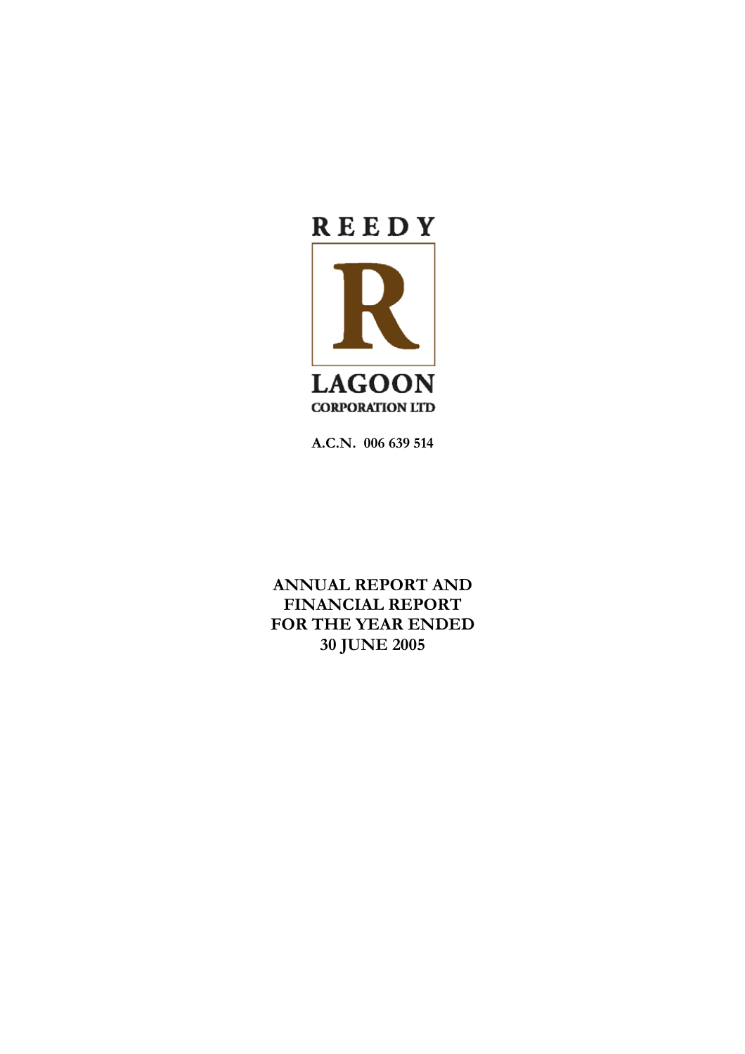REEDY

R

LAGOON

CORPORATION LTD

**A.C.N. 006 639 514**

# ANNUAL REPORT AND FINANCIAL REPORT FOR THE YEAR ENDED 30 JUNE 2005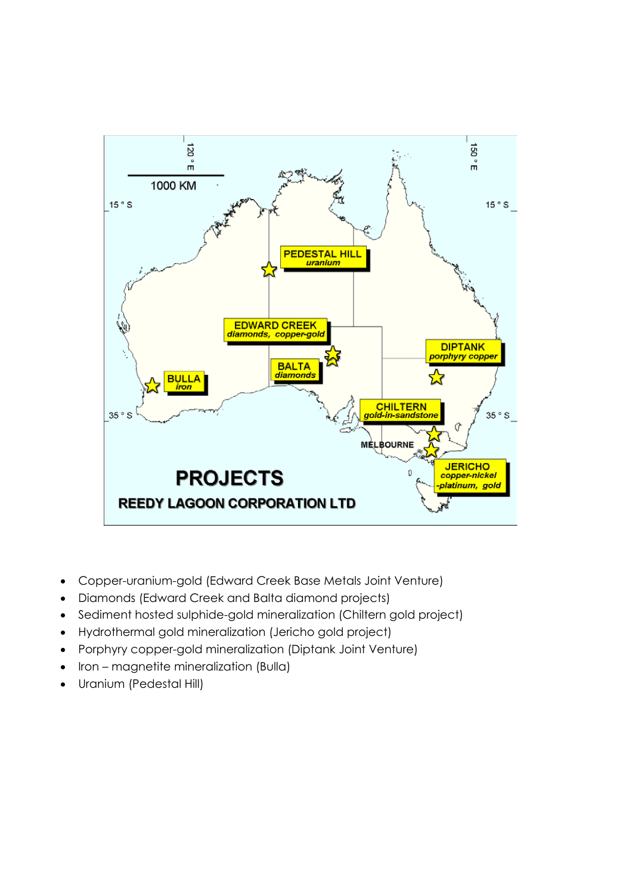120 ° E

150 ° E

1000 KM

15 ° S

15 ° S

PEDESTAL HILL
uranium

EDWARD CREEK
diamonds, copper-gold

DIPTANK
porphyry copper

BALTA
diamonds

BULLA
iron

CHILTERN
gold-in-sandstone

35 ° S

35 ° S

MELBOURNE

JERICHO
copper-nickel
-platinum, gold

PROJECTS

REEDY LAGOON CORPORATION LTD

- Copper-uranium-gold (Edward Creek Base Metals Joint Venture)
- Diamonds (Edward Creek and Balta diamond projects)
- Sediment hosted sulphide-gold mineralization (Chiltern gold project)
- Hydrothermal gold mineralization (Jericho gold project)
- Porphyry copper-gold mineralization (Diptank Joint Venture)
- Iron – magnetite mineralization (Bulla)
- Uranium (Pedestal Hill)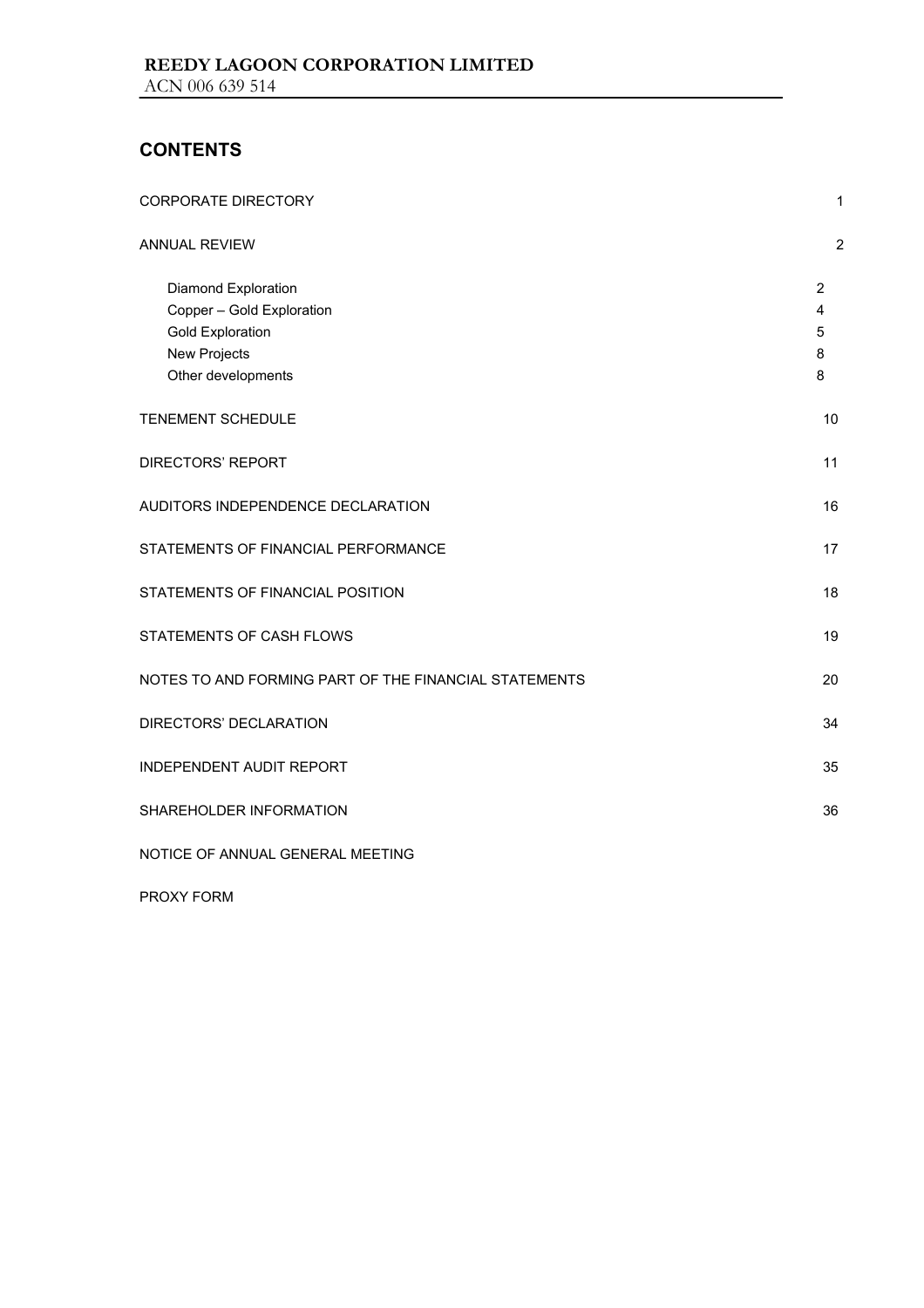# CONTENTS

| | |
|---|---|
| CORPORATE DIRECTORY | 1 |
| ANNUAL REVIEW | 2 |
| Diamond Exploration | 2 |
| Copper – Gold Exploration | 4 |
| Gold Exploration | 5 |
| New Projects | 8 |
| Other developments | 8 |
| TENEMENT SCHEDULE | 10 |
| DIRECTORS' REPORT | 11 |
| AUDITORS INDEPENDENCE DECLARATION | 16 |
| STATEMENTS OF FINANCIAL PERFORMANCE | 17 |
| STATEMENTS OF FINANCIAL POSITION | 18 |
| STATEMENTS OF CASH FLOWS | 19 |
| NOTES TO AND FORMING PART OF THE FINANCIAL STATEMENTS | 20 |
| DIRECTORS' DECLARATION | 34 |
| INDEPENDENT AUDIT REPORT | 35 |
| SHAREHOLDER INFORMATION | 36 |
| NOTICE OF ANNUAL GENERAL MEETING | |
| PROXY FORM | |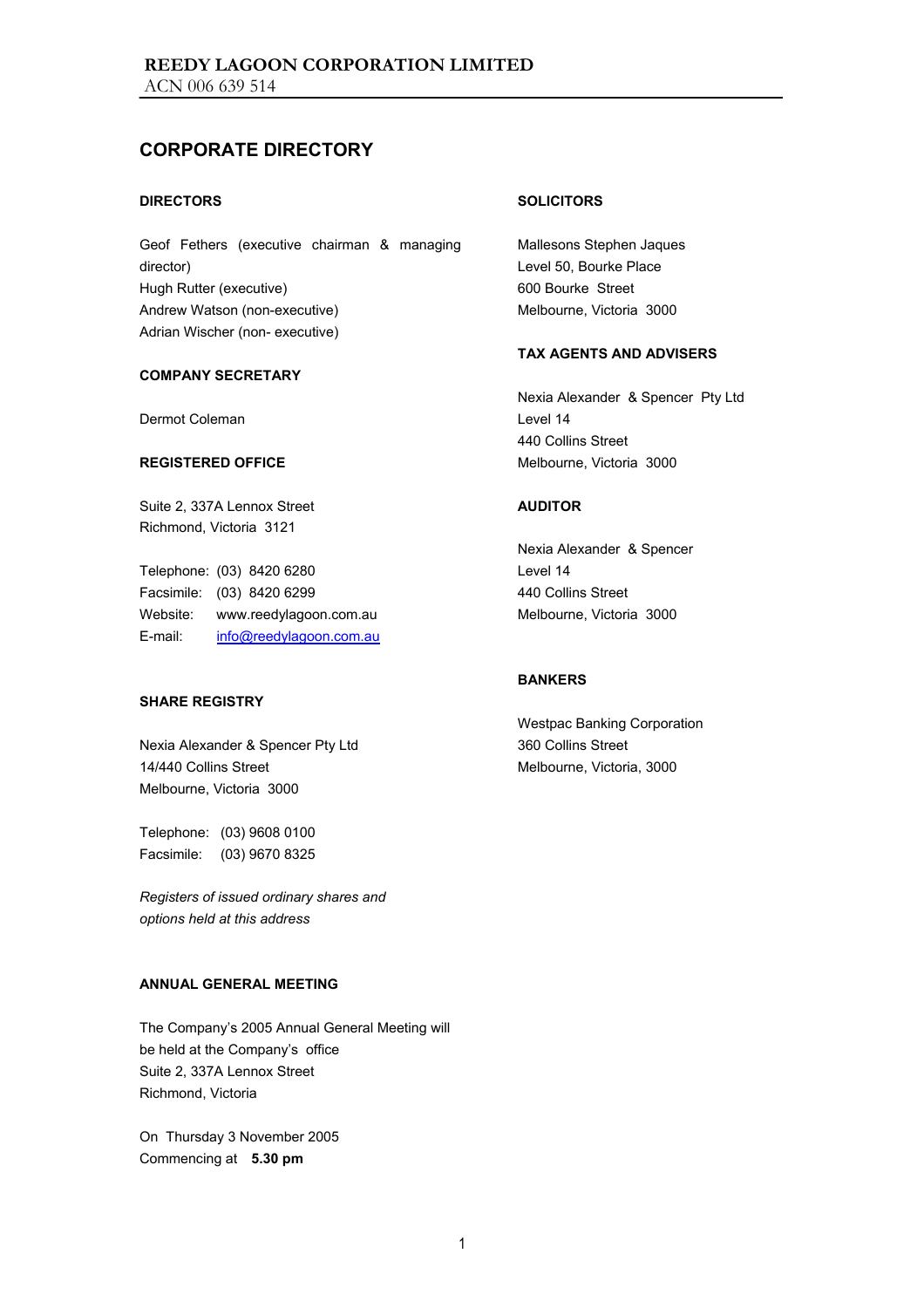# CORPORATE DIRECTORY

### DIRECTORS

Geof Fethers (executive chairman & managing director)
Hugh Rutter (executive)
Andrew Watson (non-executive)
Adrian Wischer (non- executive)

### COMPANY SECRETARY

Dermot Coleman

### REGISTERED OFFICE

Suite 2, 337A Lennox Street
Richmond, Victoria 3121

Telephone: (03) 8420 6280
Facsimile: (03) 8420 6299
Website: www.reedylagoon.com.au
E-mail: info@reedylagoon.com.au

### SHARE REGISTRY

Nexia Alexander & Spencer Pty Ltd
14/440 Collins Street
Melbourne, Victoria 3000

Telephone: (03) 9608 0100
Facsimile: (03) 9670 8325

*Registers of issued ordinary shares and options held at this address*

### ANNUAL GENERAL MEETING

The Company's 2005 Annual General Meeting will be held at the Company's office
Suite 2, 337A Lennox Street
Richmond, Victoria

On Thursday 3 November 2005
Commencing at **5.30 pm**

### SOLICITORS

Mallesons Stephen Jaques
Level 50, Bourke Place
600 Bourke Street
Melbourne, Victoria 3000

### TAX AGENTS AND ADVISERS

Nexia Alexander & Spencer Pty Ltd
Level 14
440 Collins Street
Melbourne, Victoria 3000

### AUDITOR

Nexia Alexander & Spencer
Level 14
440 Collins Street
Melbourne, Victoria 3000

### BANKERS

Westpac Banking Corporation
360 Collins Street
Melbourne, Victoria, 3000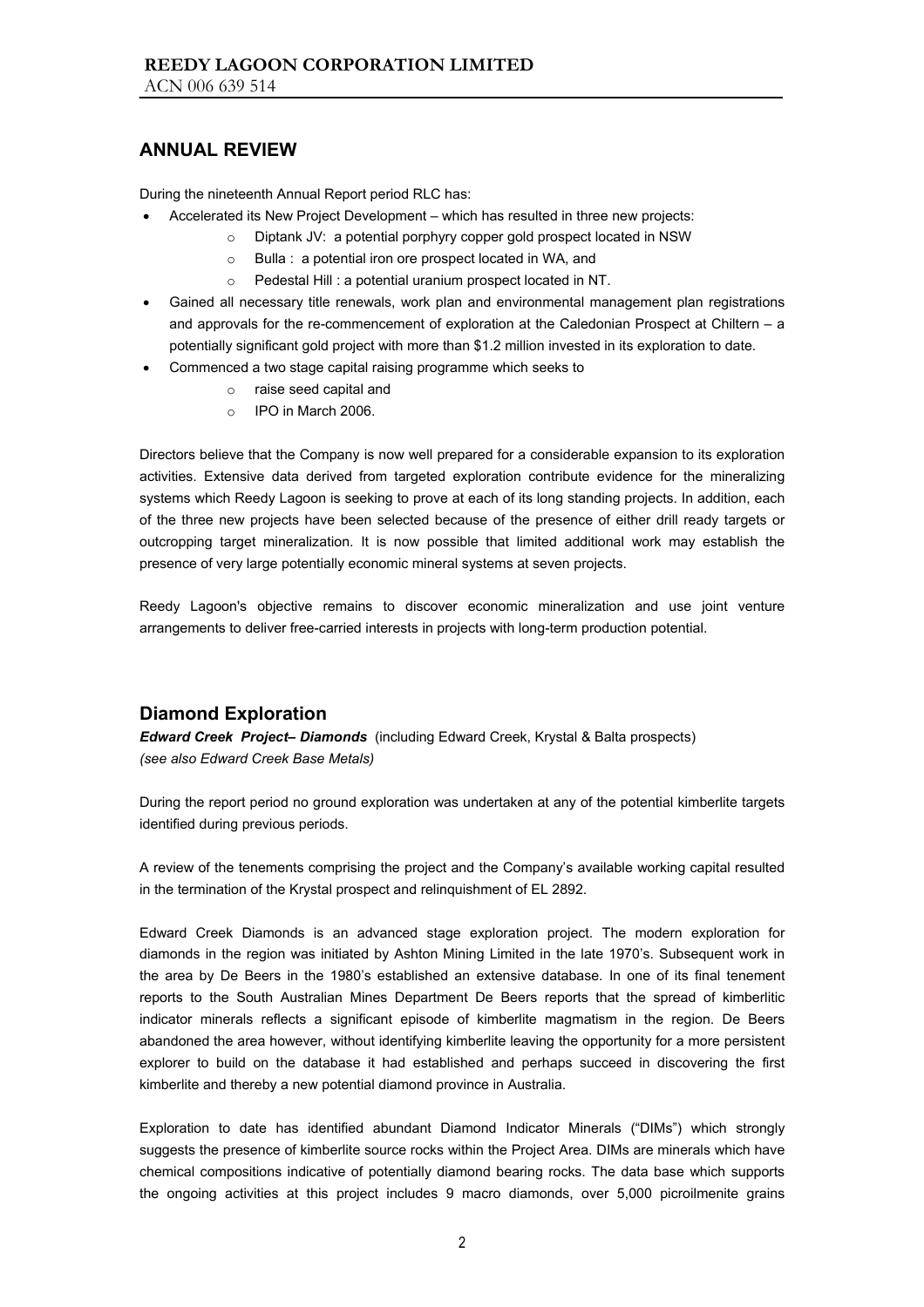## ANNUAL REVIEW

During the nineteenth Annual Report period RLC has:

- Accelerated its New Project Development – which has resulted in three new projects:
  - Diptank JV: a potential porphyry copper gold prospect located in NSW
  - Bulla : a potential iron ore prospect located in WA, and
  - Pedestal Hill : a potential uranium prospect located in NT.
- Gained all necessary title renewals, work plan and environmental management plan registrations and approvals for the re-commencement of exploration at the Caledonian Prospect at Chiltern – a potentially significant gold project with more than $1.2 million invested in its exploration to date.
- Commenced a two stage capital raising programme which seeks to
  - raise seed capital and
  - IPO in March 2006.

Directors believe that the Company is now well prepared for a considerable expansion to its exploration activities. Extensive data derived from targeted exploration contribute evidence for the mineralizing systems which Reedy Lagoon is seeking to prove at each of its long standing projects. In addition, each of the three new projects have been selected because of the presence of either drill ready targets or outcropping target mineralization. It is now possible that limited additional work may establish the presence of very large potentially economic mineral systems at seven projects.

Reedy Lagoon's objective remains to discover economic mineralization and use joint venture arrangements to deliver free-carried interests in projects with long-term production potential.

## Diamond Exploration

***Edward Creek Project– Diamonds*** (including Edward Creek, Krystal & Balta prospects)
*(see also Edward Creek Base Metals)*

During the report period no ground exploration was undertaken at any of the potential kimberlite targets identified during previous periods.

A review of the tenements comprising the project and the Company's available working capital resulted in the termination of the Krystal prospect and relinquishment of EL 2892.

Edward Creek Diamonds is an advanced stage exploration project. The modern exploration for diamonds in the region was initiated by Ashton Mining Limited in the late 1970's. Subsequent work in the area by De Beers in the 1980's established an extensive database. In one of its final tenement reports to the South Australian Mines Department De Beers reports that the spread of kimberlitic indicator minerals reflects a significant episode of kimberlite magmatism in the region. De Beers abandoned the area however, without identifying kimberlite leaving the opportunity for a more persistent explorer to build on the database it had established and perhaps succeed in discovering the first kimberlite and thereby a new potential diamond province in Australia.

Exploration to date has identified abundant Diamond Indicator Minerals ("DIMs") which strongly suggests the presence of kimberlite source rocks within the Project Area. DIMs are minerals which have chemical compositions indicative of potentially diamond bearing rocks. The data base which supports the ongoing activities at this project includes 9 macro diamonds, over 5,000 picroilmenite grains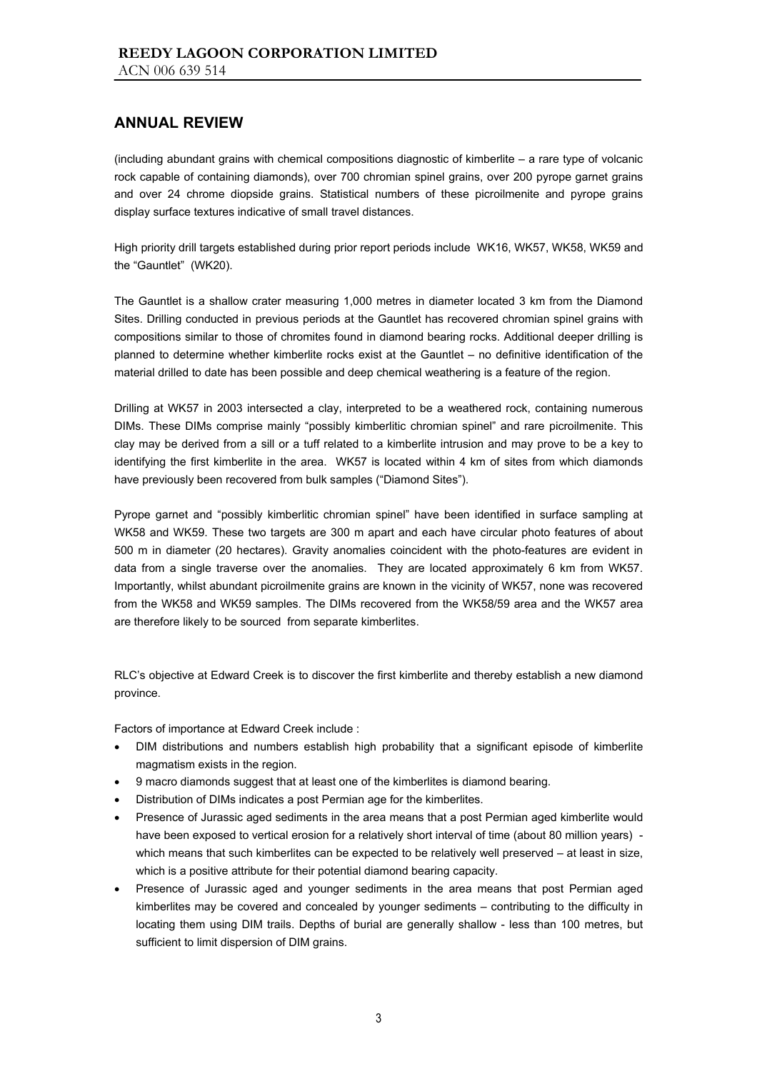## ANNUAL REVIEW

(including abundant grains with chemical compositions diagnostic of kimberlite – a rare type of volcanic rock capable of containing diamonds), over 700 chromian spinel grains, over 200 pyrope garnet grains and over 24 chrome diopside grains. Statistical numbers of these picroilmenite and pyrope grains display surface textures indicative of small travel distances.

High priority drill targets established during prior report periods include WK16, WK57, WK58, WK59 and the "Gauntlet" (WK20).

The Gauntlet is a shallow crater measuring 1,000 metres in diameter located 3 km from the Diamond Sites. Drilling conducted in previous periods at the Gauntlet has recovered chromian spinel grains with compositions similar to those of chromites found in diamond bearing rocks. Additional deeper drilling is planned to determine whether kimberlite rocks exist at the Gauntlet – no definitive identification of the material drilled to date has been possible and deep chemical weathering is a feature of the region.

Drilling at WK57 in 2003 intersected a clay, interpreted to be a weathered rock, containing numerous DIMs. These DIMs comprise mainly "possibly kimberlitic chromian spinel" and rare picroilmenite. This clay may be derived from a sill or a tuff related to a kimberlite intrusion and may prove to be a key to identifying the first kimberlite in the area. WK57 is located within 4 km of sites from which diamonds have previously been recovered from bulk samples ("Diamond Sites").

Pyrope garnet and "possibly kimberlitic chromian spinel" have been identified in surface sampling at WK58 and WK59. These two targets are 300 m apart and each have circular photo features of about 500 m in diameter (20 hectares). Gravity anomalies coincident with the photo-features are evident in data from a single traverse over the anomalies. They are located approximately 6 km from WK57. Importantly, whilst abundant picroilmenite grains are known in the vicinity of WK57, none was recovered from the WK58 and WK59 samples. The DIMs recovered from the WK58/59 area and the WK57 area are therefore likely to be sourced from separate kimberlites.

RLC's objective at Edward Creek is to discover the first kimberlite and thereby establish a new diamond province.

Factors of importance at Edward Creek include :

- DIM distributions and numbers establish high probability that a significant episode of kimberlite magmatism exists in the region.
- 9 macro diamonds suggest that at least one of the kimberlites is diamond bearing.
- Distribution of DIMs indicates a post Permian age for the kimberlites.
- Presence of Jurassic aged sediments in the area means that a post Permian aged kimberlite would have been exposed to vertical erosion for a relatively short interval of time (about 80 million years) - which means that such kimberlites can be expected to be relatively well preserved – at least in size, which is a positive attribute for their potential diamond bearing capacity.
- Presence of Jurassic aged and younger sediments in the area means that post Permian aged kimberlites may be covered and concealed by younger sediments – contributing to the difficulty in locating them using DIM trails. Depths of burial are generally shallow - less than 100 metres, but sufficient to limit dispersion of DIM grains.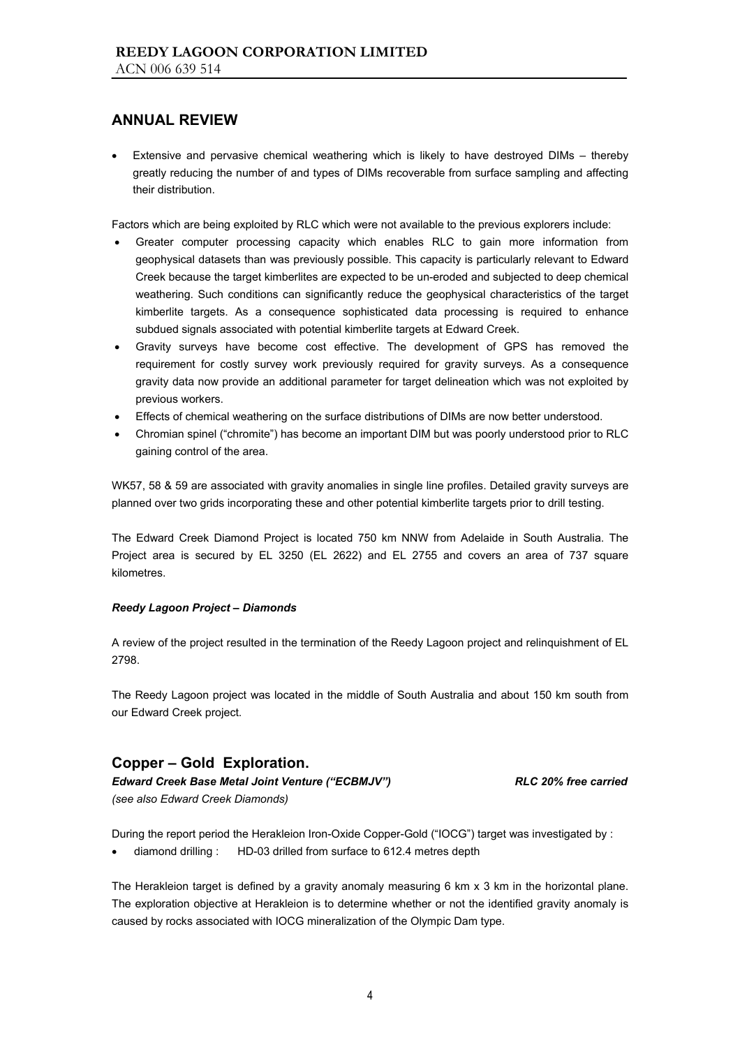## ANNUAL REVIEW

- Extensive and pervasive chemical weathering which is likely to have destroyed DIMs – thereby greatly reducing the number of and types of DIMs recoverable from surface sampling and affecting their distribution.

Factors which are being exploited by RLC which were not available to the previous explorers include:

- Greater computer processing capacity which enables RLC to gain more information from geophysical datasets than was previously possible. This capacity is particularly relevant to Edward Creek because the target kimberlites are expected to be un-eroded and subjected to deep chemical weathering. Such conditions can significantly reduce the geophysical characteristics of the target kimberlite targets. As a consequence sophisticated data processing is required to enhance subdued signals associated with potential kimberlite targets at Edward Creek.
- Gravity surveys have become cost effective. The development of GPS has removed the requirement for costly survey work previously required for gravity surveys. As a consequence gravity data now provide an additional parameter for target delineation which was not exploited by previous workers.
- Effects of chemical weathering on the surface distributions of DIMs are now better understood.
- Chromian spinel ("chromite") has become an important DIM but was poorly understood prior to RLC gaining control of the area.

WK57, 58 & 59 are associated with gravity anomalies in single line profiles. Detailed gravity surveys are planned over two grids incorporating these and other potential kimberlite targets prior to drill testing.

The Edward Creek Diamond Project is located 750 km NNW from Adelaide in South Australia. The Project area is secured by EL 3250 (EL 2622) and EL 2755 and covers an area of 737 square kilometres.

***Reedy Lagoon Project – Diamonds***

A review of the project resulted in the termination of the Reedy Lagoon project and relinquishment of EL 2798.

The Reedy Lagoon project was located in the middle of South Australia and about 150 km south from our Edward Creek project.

## Copper – Gold Exploration.

***Edward Creek Base Metal Joint Venture ("ECBMJV")*** ***RLC 20% free carried***

*(see also Edward Creek Diamonds)*

During the report period the Herakleion Iron-Oxide Copper-Gold ("IOCG") target was investigated by :

- diamond drilling : HD-03 drilled from surface to 612.4 metres depth

The Herakleion target is defined by a gravity anomaly measuring 6 km x 3 km in the horizontal plane. The exploration objective at Herakleion is to determine whether or not the identified gravity anomaly is caused by rocks associated with IOCG mineralization of the Olympic Dam type.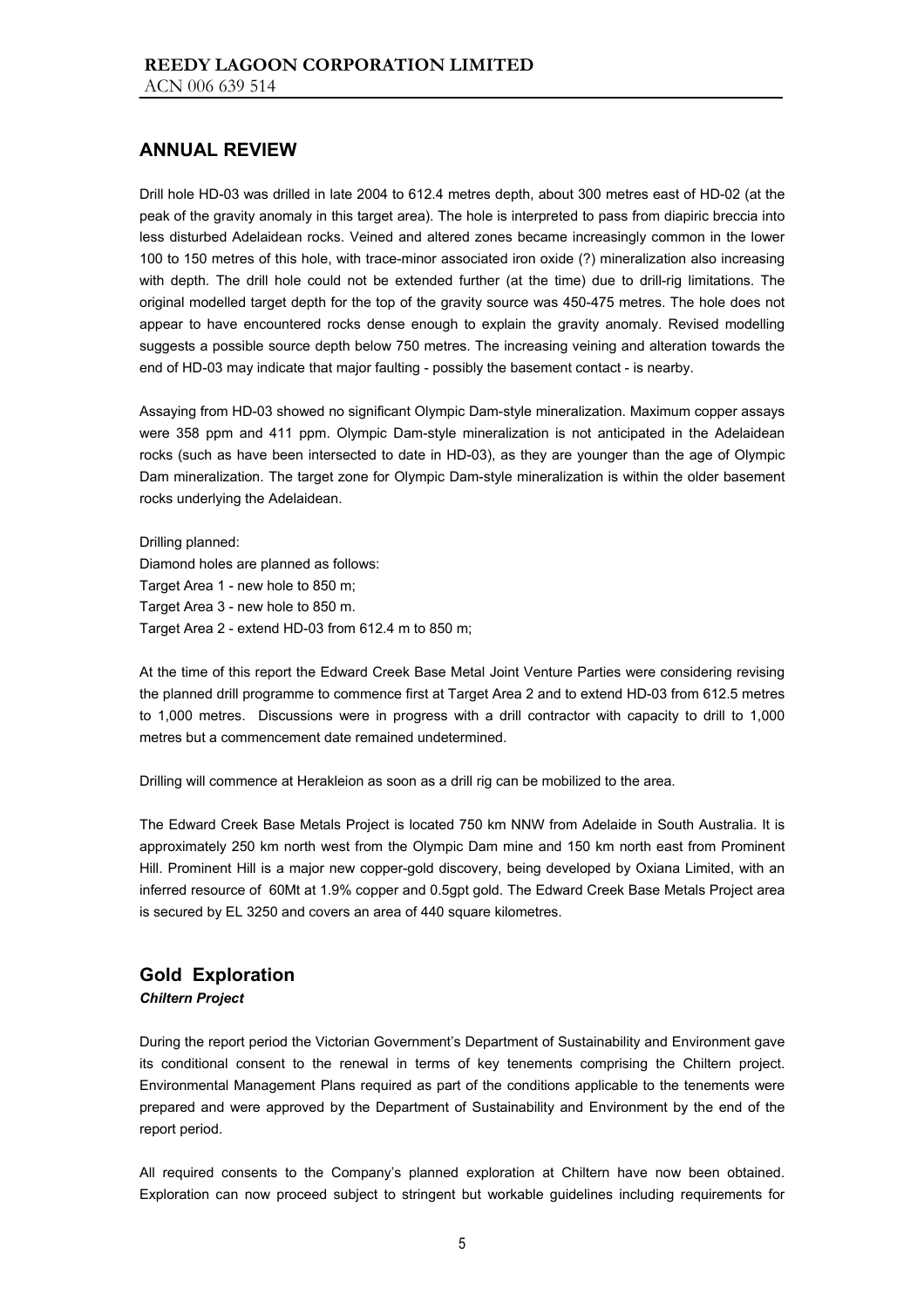## ANNUAL REVIEW

Drill hole HD-03 was drilled in late 2004 to 612.4 metres depth, about 300 metres east of HD-02 (at the peak of the gravity anomaly in this target area). The hole is interpreted to pass from diapiric breccia into less disturbed Adelaidean rocks. Veined and altered zones became increasingly common in the lower 100 to 150 metres of this hole, with trace-minor associated iron oxide (?) mineralization also increasing with depth. The drill hole could not be extended further (at the time) due to drill-rig limitations. The original modelled target depth for the top of the gravity source was 450-475 metres. The hole does not appear to have encountered rocks dense enough to explain the gravity anomaly. Revised modelling suggests a possible source depth below 750 metres. The increasing veining and alteration towards the end of HD-03 may indicate that major faulting - possibly the basement contact - is nearby.

Assaying from HD-03 showed no significant Olympic Dam-style mineralization. Maximum copper assays were 358 ppm and 411 ppm. Olympic Dam-style mineralization is not anticipated in the Adelaidean rocks (such as have been intersected to date in HD-03), as they are younger than the age of Olympic Dam mineralization. The target zone for Olympic Dam-style mineralization is within the older basement rocks underlying the Adelaidean.

Drilling planned:
Diamond holes are planned as follows:
Target Area 1 - new hole to 850 m;
Target Area 3 - new hole to 850 m.
Target Area 2 - extend HD-03 from 612.4 m to 850 m;

At the time of this report the Edward Creek Base Metal Joint Venture Parties were considering revising the planned drill programme to commence first at Target Area 2 and to extend HD-03 from 612.5 metres to 1,000 metres. Discussions were in progress with a drill contractor with capacity to drill to 1,000 metres but a commencement date remained undetermined.

Drilling will commence at Herakleion as soon as a drill rig can be mobilized to the area.

The Edward Creek Base Metals Project is located 750 km NNW from Adelaide in South Australia. It is approximately 250 km north west from the Olympic Dam mine and 150 km north east from Prominent Hill. Prominent Hill is a major new copper-gold discovery, being developed by Oxiana Limited, with an inferred resource of 60Mt at 1.9% copper and 0.5gpt gold. The Edward Creek Base Metals Project area is secured by EL 3250 and covers an area of 440 square kilometres.

## Gold Exploration

***Chiltern Project***

During the report period the Victorian Government's Department of Sustainability and Environment gave its conditional consent to the renewal in terms of key tenements comprising the Chiltern project. Environmental Management Plans required as part of the conditions applicable to the tenements were prepared and were approved by the Department of Sustainability and Environment by the end of the report period.

All required consents to the Company's planned exploration at Chiltern have now been obtained. Exploration can now proceed subject to stringent but workable guidelines including requirements for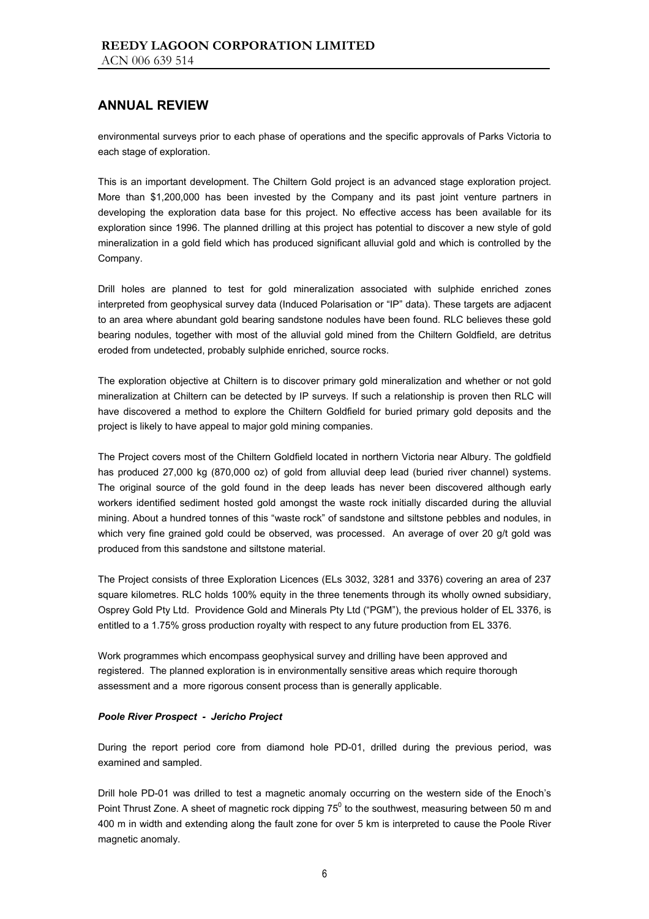## ANNUAL REVIEW

environmental surveys prior to each phase of operations and the specific approvals of Parks Victoria to each stage of exploration.

This is an important development. The Chiltern Gold project is an advanced stage exploration project. More than $1,200,000 has been invested by the Company and its past joint venture partners in developing the exploration data base for this project. No effective access has been available for its exploration since 1996. The planned drilling at this project has potential to discover a new style of gold mineralization in a gold field which has produced significant alluvial gold and which is controlled by the Company.

Drill holes are planned to test for gold mineralization associated with sulphide enriched zones interpreted from geophysical survey data (Induced Polarisation or "IP" data). These targets are adjacent to an area where abundant gold bearing sandstone nodules have been found. RLC believes these gold bearing nodules, together with most of the alluvial gold mined from the Chiltern Goldfield, are detritus eroded from undetected, probably sulphide enriched, source rocks.

The exploration objective at Chiltern is to discover primary gold mineralization and whether or not gold mineralization at Chiltern can be detected by IP surveys. If such a relationship is proven then RLC will have discovered a method to explore the Chiltern Goldfield for buried primary gold deposits and the project is likely to have appeal to major gold mining companies.

The Project covers most of the Chiltern Goldfield located in northern Victoria near Albury. The goldfield has produced 27,000 kg (870,000 oz) of gold from alluvial deep lead (buried river channel) systems. The original source of the gold found in the deep leads has never been discovered although early workers identified sediment hosted gold amongst the waste rock initially discarded during the alluvial mining. About a hundred tonnes of this "waste rock" of sandstone and siltstone pebbles and nodules, in which very fine grained gold could be observed, was processed. An average of over 20 g/t gold was produced from this sandstone and siltstone material.

The Project consists of three Exploration Licences (ELs 3032, 3281 and 3376) covering an area of 237 square kilometres. RLC holds 100% equity in the three tenements through its wholly owned subsidiary, Osprey Gold Pty Ltd. Providence Gold and Minerals Pty Ltd ("PGM"), the previous holder of EL 3376, is entitled to a 1.75% gross production royalty with respect to any future production from EL 3376.

Work programmes which encompass geophysical survey and drilling have been approved and registered. The planned exploration is in environmentally sensitive areas which require thorough assessment and a more rigorous consent process than is generally applicable.

***Poole River Prospect - Jericho Project***

During the report period core from diamond hole PD-01, drilled during the previous period, was examined and sampled.

Drill hole PD-01 was drilled to test a magnetic anomaly occurring on the western side of the Enoch's Point Thrust Zone. A sheet of magnetic rock dipping $75^0$ to the southwest, measuring between 50 m and 400 m in width and extending along the fault zone for over 5 km is interpreted to cause the Poole River magnetic anomaly.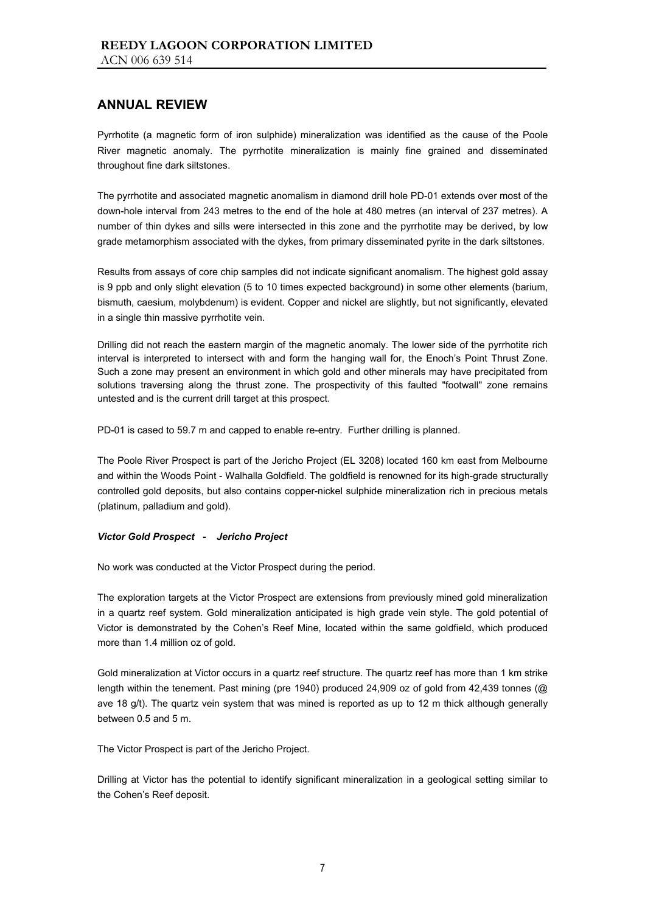## ANNUAL REVIEW

Pyrrhotite (a magnetic form of iron sulphide) mineralization was identified as the cause of the Poole River magnetic anomaly. The pyrrhotite mineralization is mainly fine grained and disseminated throughout fine dark siltstones.

The pyrrhotite and associated magnetic anomalism in diamond drill hole PD-01 extends over most of the down-hole interval from 243 metres to the end of the hole at 480 metres (an interval of 237 metres). A number of thin dykes and sills were intersected in this zone and the pyrrhotite may be derived, by low grade metamorphism associated with the dykes, from primary disseminated pyrite in the dark siltstones.

Results from assays of core chip samples did not indicate significant anomalism. The highest gold assay is 9 ppb and only slight elevation (5 to 10 times expected background) in some other elements (barium, bismuth, caesium, molybdenum) is evident. Copper and nickel are slightly, but not significantly, elevated in a single thin massive pyrrhotite vein.

Drilling did not reach the eastern margin of the magnetic anomaly. The lower side of the pyrrhotite rich interval is interpreted to intersect with and form the hanging wall for, the Enoch's Point Thrust Zone. Such a zone may present an environment in which gold and other minerals may have precipitated from solutions traversing along the thrust zone. The prospectivity of this faulted "footwall" zone remains untested and is the current drill target at this prospect.

PD-01 is cased to 59.7 m and capped to enable re-entry. Further drilling is planned.

The Poole River Prospect is part of the Jericho Project (EL 3208) located 160 km east from Melbourne and within the Woods Point - Walhalla Goldfield. The goldfield is renowned for its high-grade structurally controlled gold deposits, but also contains copper-nickel sulphide mineralization rich in precious metals (platinum, palladium and gold).

***Victor Gold Prospect - Jericho Project***

No work was conducted at the Victor Prospect during the period.

The exploration targets at the Victor Prospect are extensions from previously mined gold mineralization in a quartz reef system. Gold mineralization anticipated is high grade vein style. The gold potential of Victor is demonstrated by the Cohen's Reef Mine, located within the same goldfield, which produced more than 1.4 million oz of gold.

Gold mineralization at Victor occurs in a quartz reef structure. The quartz reef has more than 1 km strike length within the tenement. Past mining (pre 1940) produced 24,909 oz of gold from 42,439 tonnes (@ ave 18 g/t). The quartz vein system that was mined is reported as up to 12 m thick although generally between 0.5 and 5 m.

The Victor Prospect is part of the Jericho Project.

Drilling at Victor has the potential to identify significant mineralization in a geological setting similar to the Cohen's Reef deposit.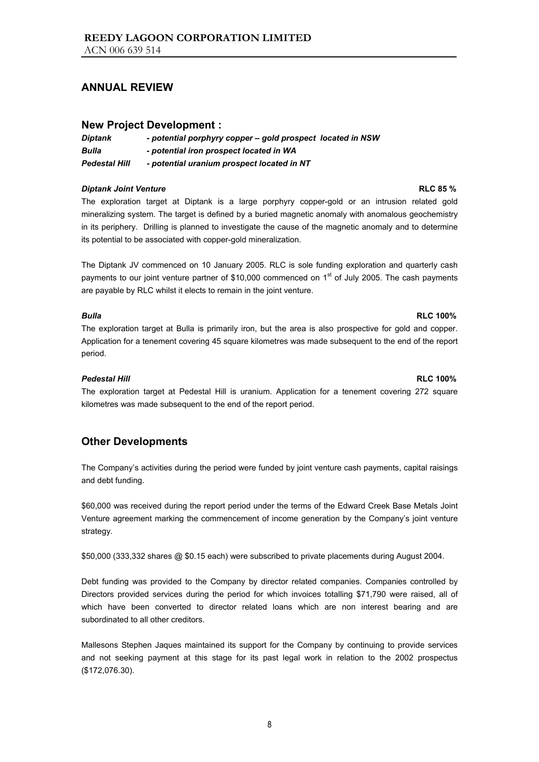## ANNUAL REVIEW

### New Project Development :

***Diptank*** *- potential porphyry copper – gold prospect located in NSW*

***Bulla*** *- potential iron prospect located in WA*

***Pedestal Hill*** *- potential uranium prospect located in NT*

***Diptank Joint Venture*** **RLC 85 %**

The exploration target at Diptank is a large porphyry copper-gold or an intrusion related gold mineralizing system. The target is defined by a buried magnetic anomaly with anomalous geochemistry in its periphery. Drilling is planned to investigate the cause of the magnetic anomaly and to determine its potential to be associated with copper-gold mineralization.

The Diptank JV commenced on 10 January 2005. RLC is sole funding exploration and quarterly cash payments to our joint venture partner of $10,000 commenced on 1st of July 2005. The cash payments are payable by RLC whilst it elects to remain in the joint venture.

***Bulla*** **RLC 100%**

The exploration target at Bulla is primarily iron, but the area is also prospective for gold and copper. Application for a tenement covering 45 square kilometres was made subsequent to the end of the report period.

***Pedestal Hill*** **RLC 100%**

The exploration target at Pedestal Hill is uranium. Application for a tenement covering 272 square kilometres was made subsequent to the end of the report period.

### Other Developments

The Company's activities during the period were funded by joint venture cash payments, capital raisings and debt funding.

$60,000 was received during the report period under the terms of the Edward Creek Base Metals Joint Venture agreement marking the commencement of income generation by the Company's joint venture strategy.

$50,000 (333,332 shares @ $0.15 each) were subscribed to private placements during August 2004.

Debt funding was provided to the Company by director related companies. Companies controlled by Directors provided services during the period for which invoices totalling $71,790 were raised, all of which have been converted to director related loans which are non interest bearing and are subordinated to all other creditors.

Mallesons Stephen Jaques maintained its support for the Company by continuing to provide services and not seeking payment at this stage for its past legal work in relation to the 2002 prospectus ($172,076.30).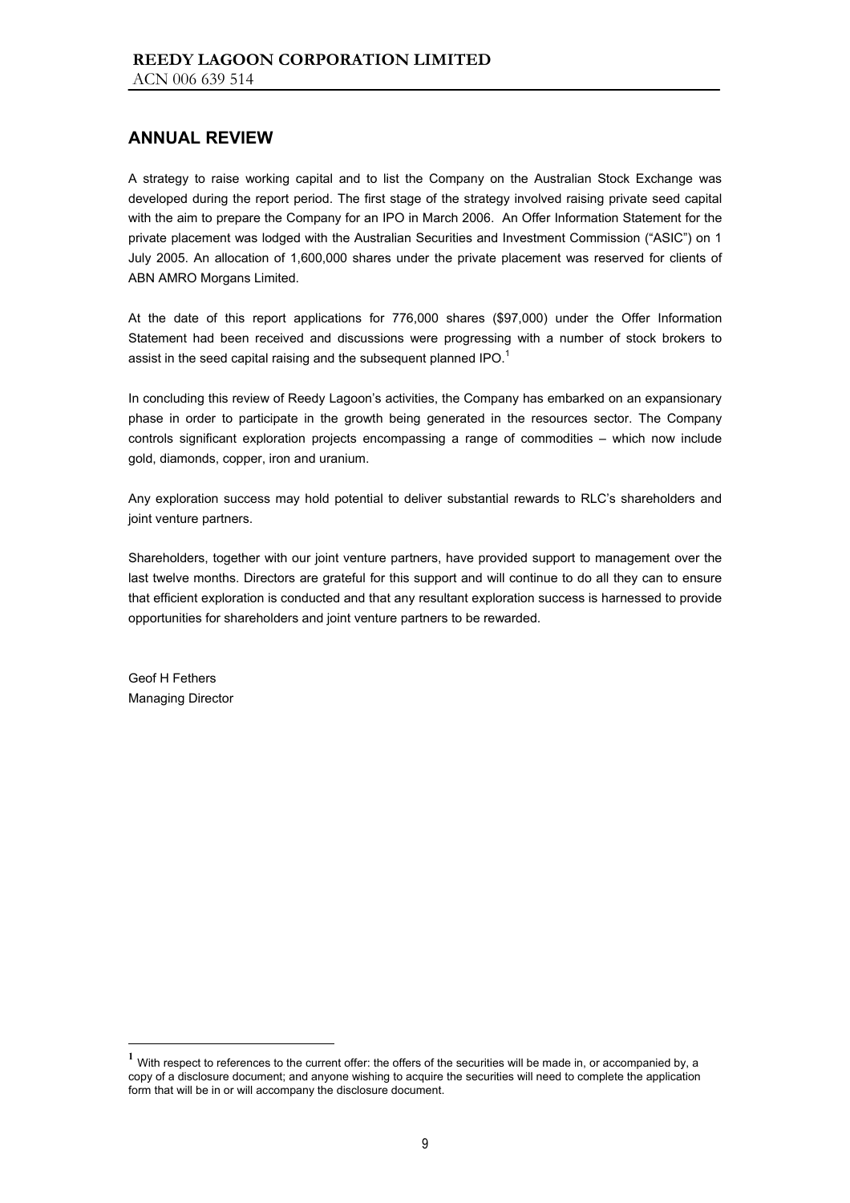## ANNUAL REVIEW

A strategy to raise working capital and to list the Company on the Australian Stock Exchange was developed during the report period. The first stage of the strategy involved raising private seed capital with the aim to prepare the Company for an IPO in March 2006. An Offer Information Statement for the private placement was lodged with the Australian Securities and Investment Commission ("ASIC") on 1 July 2005. An allocation of 1,600,000 shares under the private placement was reserved for clients of ABN AMRO Morgans Limited.

At the date of this report applications for 776,000 shares ($97,000) under the Offer Information Statement had been received and discussions were progressing with a number of stock brokers to assist in the seed capital raising and the subsequent planned IPO.[1]

In concluding this review of Reedy Lagoon's activities, the Company has embarked on an expansionary phase in order to participate in the growth being generated in the resources sector. The Company controls significant exploration projects encompassing a range of commodities – which now include gold, diamonds, copper, iron and uranium.

Any exploration success may hold potential to deliver substantial rewards to RLC's shareholders and joint venture partners.

Shareholders, together with our joint venture partners, have provided support to management over the last twelve months. Directors are grateful for this support and will continue to do all they can to ensure that efficient exploration is conducted and that any resultant exploration success is harnessed to provide opportunities for shareholders and joint venture partners to be rewarded.

Geof H Fethers
Managing Director

[1] With respect to references to the current offer: the offers of the securities will be made in, or accompanied by, a copy of a disclosure document; and anyone wishing to acquire the securities will need to complete the application form that will be in or will accompany the disclosure document.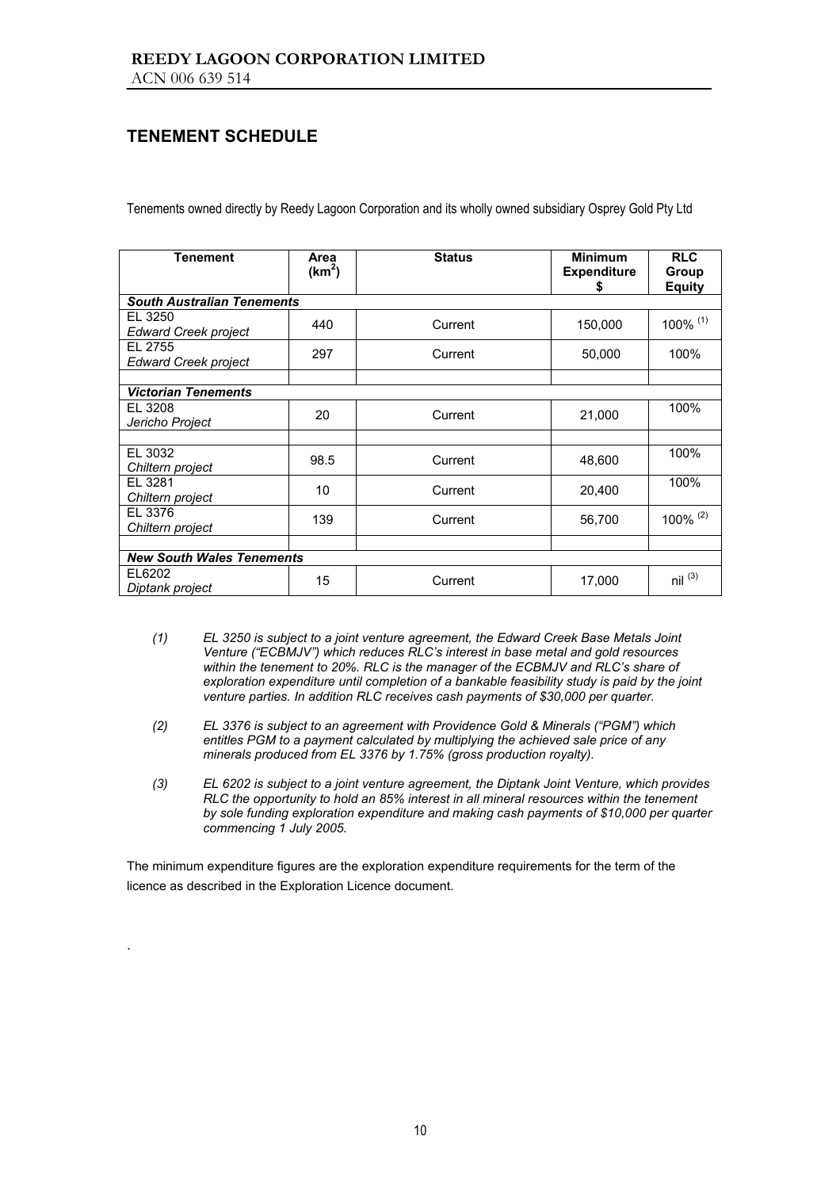## TENEMENT SCHEDULE

Tenements owned directly by Reedy Lagoon Corporation and its wholly owned subsidiary Osprey Gold Pty Ltd

| Tenement | Area ($km^2$) | Status | Minimum Expenditure $ | RLC Group Equity |
|---|---|---|---|---|
| ***South Australian Tenements*** | | | | |
| EL 3250 *Edward Creek project* | 440 | Current | 150,000 | 100% [(1)] |
| EL 2755 *Edward Creek project* | 297 | Current | 50,000 | 100% |
| | | | | |
| ***Victorian Tenements*** | | | | |
| EL 3208 *Jericho Project* | 20 | Current | 21,000 | 100% |
| | | | | |
| EL 3032 *Chiltern project* | 98.5 | Current | 48,600 | 100% |
| EL 3281 *Chiltern project* | 10 | Current | 20,400 | 100% |
| EL 3376 *Chiltern project* | 139 | Current | 56,700 | 100% [(2)] |
| | | | | |
| ***New South Wales Tenements*** | | | | |
| EL6202 *Diptank project* | 15 | Current | 17,000 | nil [(3)] |

*(1) EL 3250 is subject to a joint venture agreement, the Edward Creek Base Metals Joint Venture ("ECBMJV") which reduces RLC's interest in base metal and gold resources within the tenement to 20%. RLC is the manager of the ECBMJV and RLC's share of exploration expenditure until completion of a bankable feasibility study is paid by the joint venture parties. In addition RLC receives cash payments of $30,000 per quarter.*

*(2) EL 3376 is subject to an agreement with Providence Gold & Minerals ("PGM") which entitles PGM to a payment calculated by multiplying the achieved sale price of any minerals produced from EL 3376 by 1.75% (gross production royalty).*

*(3) EL 6202 is subject to a joint venture agreement, the Diptank Joint Venture, which provides RLC the opportunity to hold an 85% interest in all mineral resources within the tenement by sole funding exploration expenditure and making cash payments of $10,000 per quarter commencing 1 July 2005.*

The minimum expenditure figures are the exploration expenditure requirements for the term of the licence as described in the Exploration Licence document.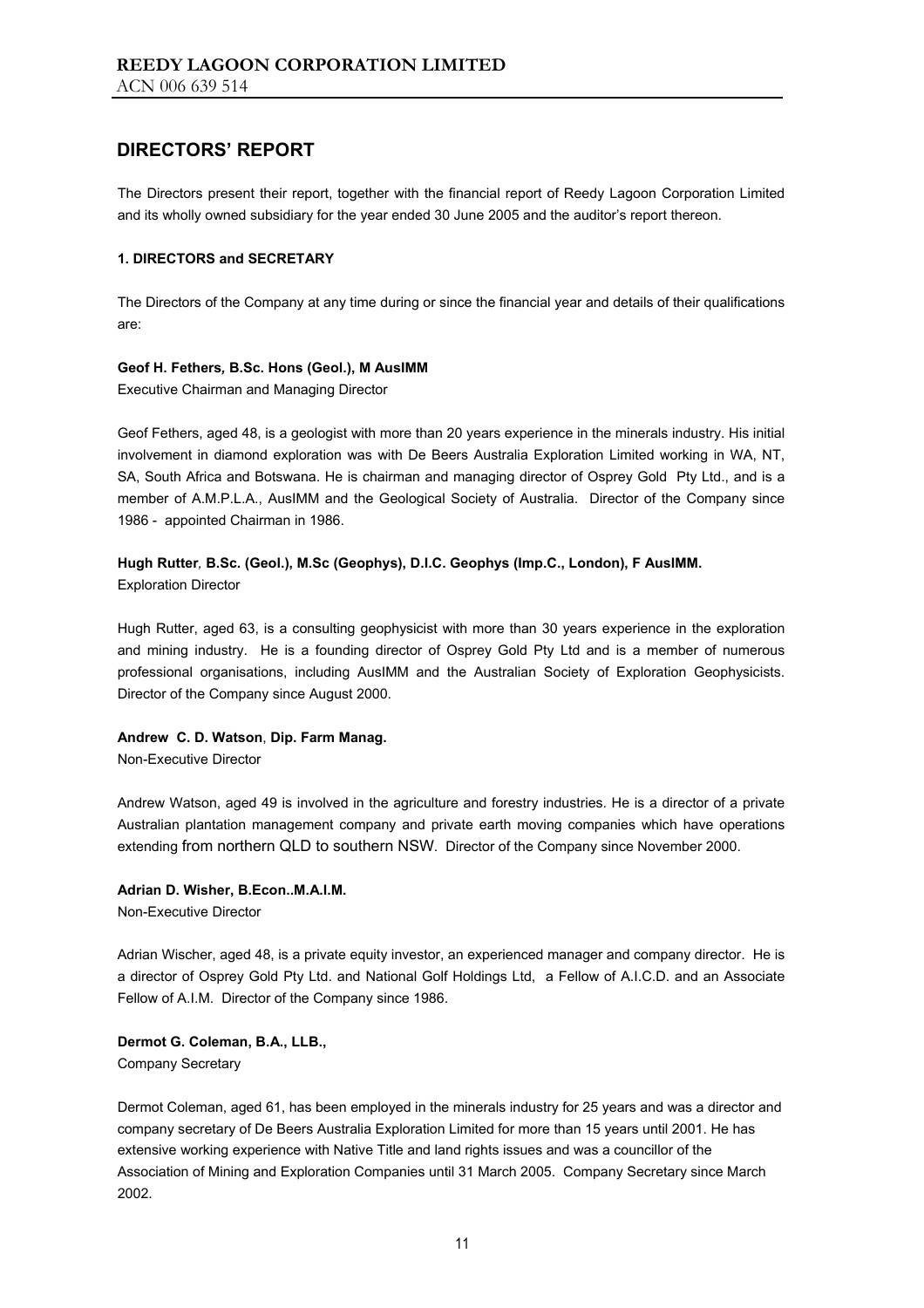# REEDY LAGOON CORPORATION LIMITED

ACN 006 639 514

## DIRECTORS' REPORT

The Directors present their report, together with the financial report of Reedy Lagoon Corporation Limited and its wholly owned subsidiary for the year ended 30 June 2005 and the auditor's report thereon.

### 1. DIRECTORS and SECRETARY

The Directors of the Company at any time during or since the financial year and details of their qualifications are:

**Geof H. Fethers, B.Sc. Hons (Geol.), M AusIMM**

Executive Chairman and Managing Director

Geof Fethers, aged 48, is a geologist with more than 20 years experience in the minerals industry. His initial involvement in diamond exploration was with De Beers Australia Exploration Limited working in WA, NT, SA, South Africa and Botswana. He is chairman and managing director of Osprey Gold Pty Ltd., and is a member of A.M.P.L.A., AusIMM and the Geological Society of Australia. Director of the Company since 1986 - appointed Chairman in 1986.

**Hugh Rutter, B.Sc. (Geol.), M.Sc (Geophys), D.I.C. Geophys (Imp.C., London), F AusIMM.**

Exploration Director

Hugh Rutter, aged 63, is a consulting geophysicist with more than 30 years experience in the exploration and mining industry. He is a founding director of Osprey Gold Pty Ltd and is a member of numerous professional organisations, including AusIMM and the Australian Society of Exploration Geophysicists. Director of the Company since August 2000.

**Andrew C. D. Watson, Dip. Farm Manag.**

Non-Executive Director

Andrew Watson, aged 49 is involved in the agriculture and forestry industries. He is a director of a private Australian plantation management company and private earth moving companies which have operations extending from northern QLD to southern NSW. Director of the Company since November 2000.

**Adrian D. Wisher, B.Econ..M.A.I.M.**

Non-Executive Director

Adrian Wischer, aged 48, is a private equity investor, an experienced manager and company director. He is a director of Osprey Gold Pty Ltd. and National Golf Holdings Ltd, a Fellow of A.I.C.D. and an Associate Fellow of A.I.M. Director of the Company since 1986.

**Dermot G. Coleman, B.A., LLB.,**

Company Secretary

Dermot Coleman, aged 61, has been employed in the minerals industry for 25 years and was a director and company secretary of De Beers Australia Exploration Limited for more than 15 years until 2001. He has extensive working experience with Native Title and land rights issues and was a councillor of the Association of Mining and Exploration Companies until 31 March 2005. Company Secretary since March 2002.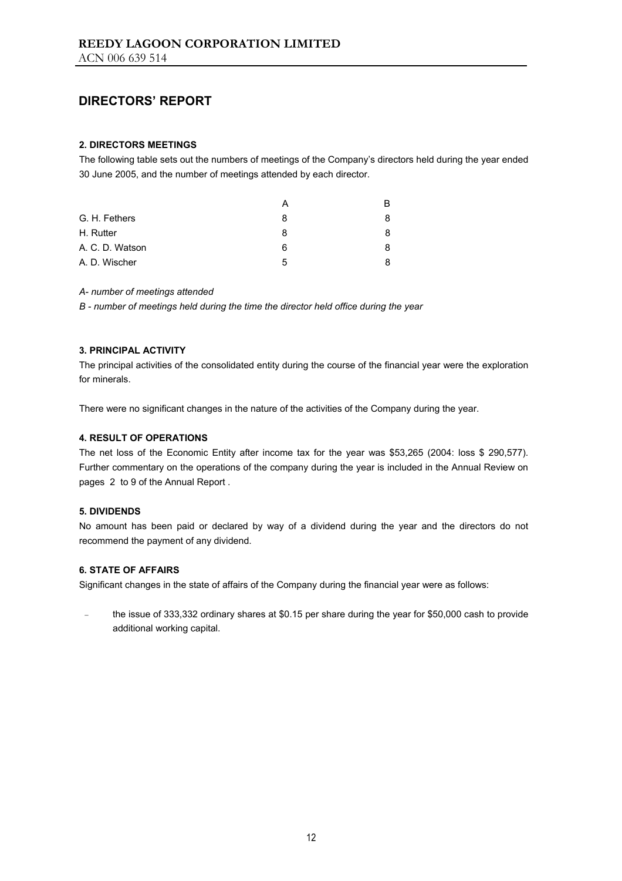# REEDY LAGOON CORPORATION LIMITED

ACN 006 639 514

## DIRECTORS' REPORT

### 2. DIRECTORS MEETINGS

The following table sets out the numbers of meetings of the Company's directors held during the year ended 30 June 2005, and the number of meetings attended by each director.

| | A | B |
|---|---|---|
| G. H. Fethers | 8 | 8 |
| H. Rutter | 8 | 8 |
| A. C. D. Watson | 6 | 8 |
| A. D. Wischer | 5 | 8 |

*A- number of meetings attended*

*B - number of meetings held during the time the director held office during the year*

### 3. PRINCIPAL ACTIVITY

The principal activities of the consolidated entity during the course of the financial year were the exploration for minerals.

There were no significant changes in the nature of the activities of the Company during the year.

### 4. RESULT OF OPERATIONS

The net loss of the Economic Entity after income tax for the year was $53,265 (2004: loss $ 290,577). Further commentary on the operations of the company during the year is included in the Annual Review on pages 2 to 9 of the Annual Report .

### 5. DIVIDENDS

No amount has been paid or declared by way of a dividend during the year and the directors do not recommend the payment of any dividend.

### 6. STATE OF AFFAIRS

Significant changes in the state of affairs of the Company during the financial year were as follows:

- the issue of 333,332 ordinary shares at $0.15 per share during the year for $50,000 cash to provide additional working capital.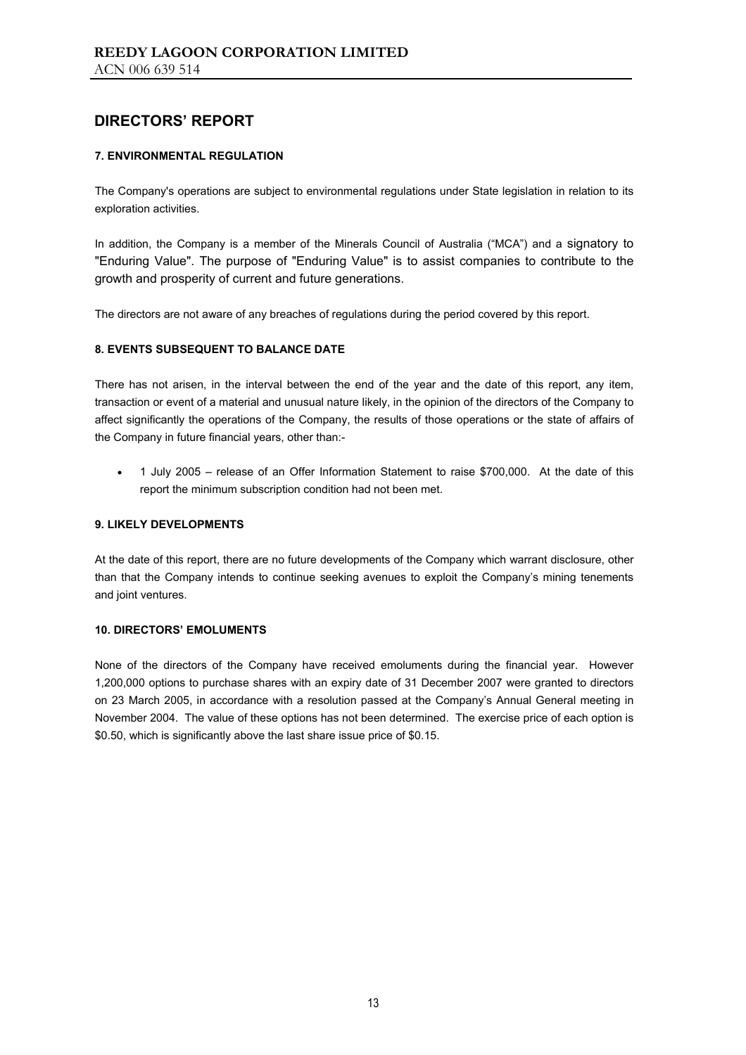## DIRECTORS' REPORT

### 7. ENVIRONMENTAL REGULATION

The Company's operations are subject to environmental regulations under State legislation in relation to its exploration activities.

In addition, the Company is a member of the Minerals Council of Australia ("MCA") and a signatory to "Enduring Value". The purpose of "Enduring Value" is to assist companies to contribute to the growth and prosperity of current and future generations.

The directors are not aware of any breaches of regulations during the period covered by this report.

### 8. EVENTS SUBSEQUENT TO BALANCE DATE

There has not arisen, in the interval between the end of the year and the date of this report, any item, transaction or event of a material and unusual nature likely, in the opinion of the directors of the Company to affect significantly the operations of the Company, the results of those operations or the state of affairs of the Company in future financial years, other than:-

- 1 July 2005 – release of an Offer Information Statement to raise $700,000. At the date of this report the minimum subscription condition had not been met.

### 9. LIKELY DEVELOPMENTS

At the date of this report, there are no future developments of the Company which warrant disclosure, other than that the Company intends to continue seeking avenues to exploit the Company's mining tenements and joint ventures.

### 10. DIRECTORS' EMOLUMENTS

None of the directors of the Company have received emoluments during the financial year. However 1,200,000 options to purchase shares with an expiry date of 31 December 2007 were granted to directors on 23 March 2005, in accordance with a resolution passed at the Company's Annual General meeting in November 2004. The value of these options has not been determined. The exercise price of each option is $0.50, which is significantly above the last share issue price of $0.15.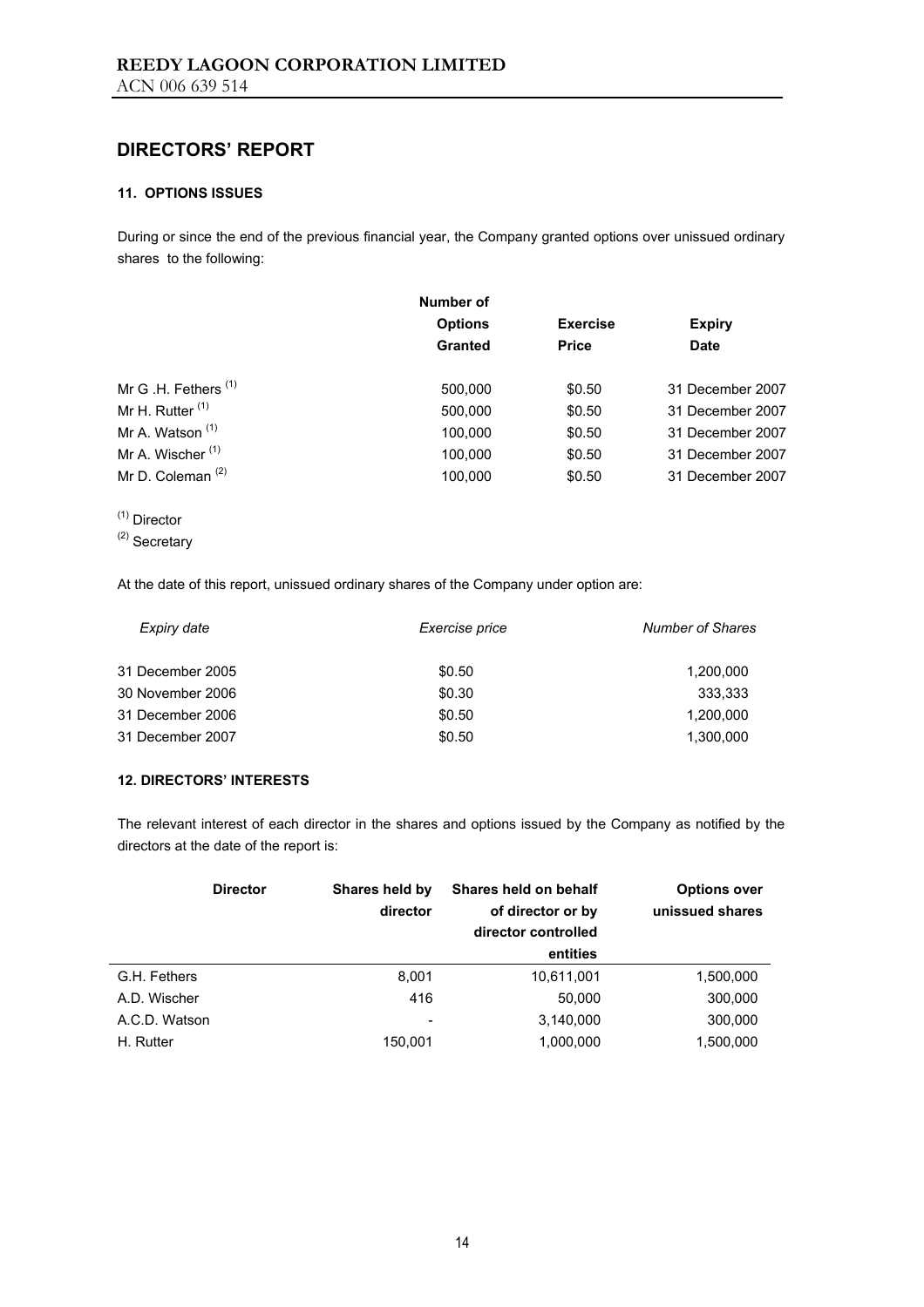# DIRECTORS' REPORT

### 11. OPTIONS ISSUES

During or since the end of the previous financial year, the Company granted options over unissued ordinary shares to the following:

| | Number of Options Granted | Exercise Price | Expiry Date |
|---|---|---|---|
| Mr G .H. Fethers [1] | 500,000 | \$0.50 | 31 December 2007 |
| Mr H. Rutter [1] | 500,000 | \$0.50 | 31 December 2007 |
| Mr A. Watson [1] | 100,000 | \$0.50 | 31 December 2007 |
| Mr A. Wischer [1] | 100,000 | \$0.50 | 31 December 2007 |
| Mr D. Coleman [2] | 100,000 | \$0.50 | 31 December 2007 |

[1] Director
[2] Secretary

At the date of this report, unissued ordinary shares of the Company under option are:

| *Expiry date* | *Exercise price* | *Number of Shares* |
|---|---|---|
| 31 December 2005 | \$0.50 | 1,200,000 |
| 30 November 2006 | \$0.30 | 333,333 |
| 31 December 2006 | \$0.50 | 1,200,000 |
| 31 December 2007 | \$0.50 | 1,300,000 |

### 12. DIRECTORS' INTERESTS

The relevant interest of each director in the shares and options issued by the Company as notified by the directors at the date of the report is:

| Director | Shares held by director | Shares held on behalf of director or by director controlled entities | Options over unissued shares |
|---|---|---|---|
| G.H. Fethers | 8,001 | 10,611,001 | 1,500,000 |
| A.D. Wischer | 416 | 50,000 | 300,000 |
| A.C.D. Watson | - | 3,140,000 | 300,000 |
| H. Rutter | 150,001 | 1,000,000 | 1,500,000 |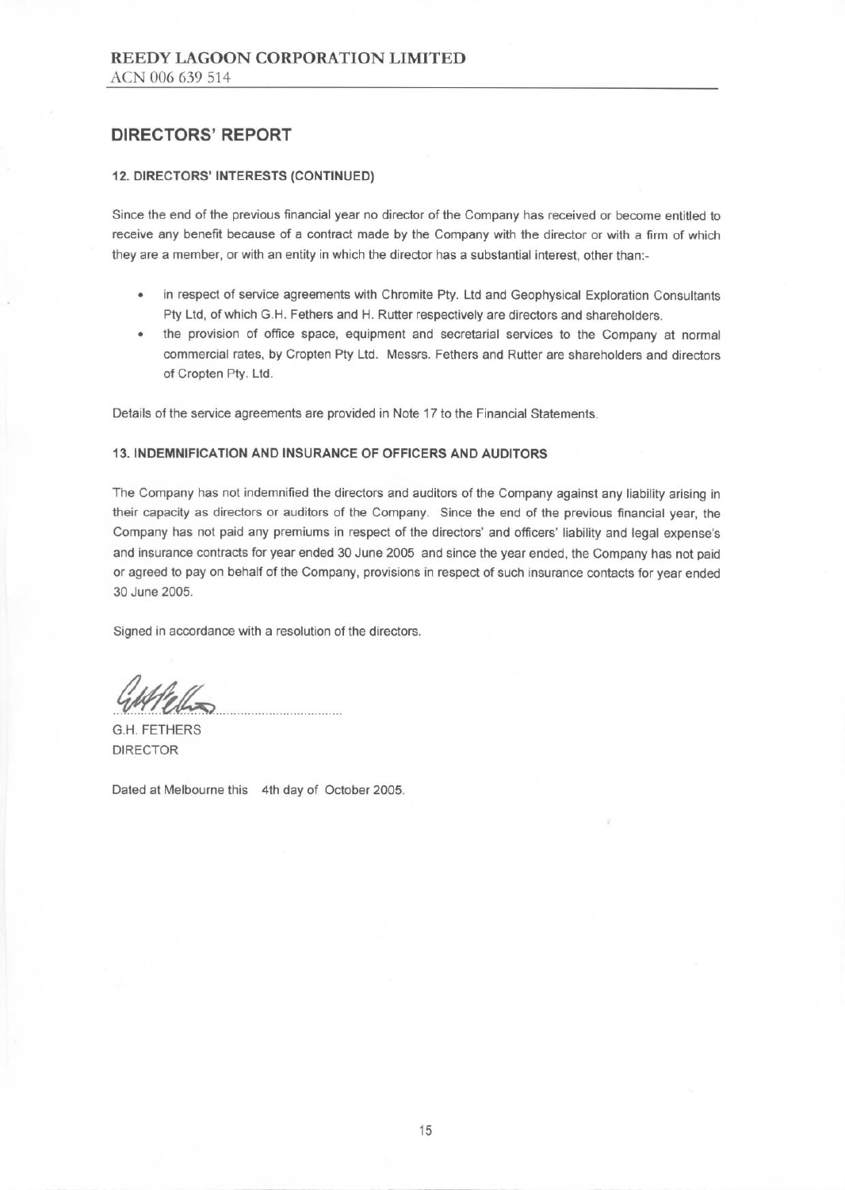# DIRECTORS' REPORT

### 12. DIRECTORS' INTERESTS (CONTINUED)

Since the end of the previous financial year no director of the Company has received or become entitled to receive any benefit because of a contract made by the Company with the director or with a firm of which they are a member, or with an entity in which the director has a substantial interest, other than:-

- in respect of service agreements with Chromite Pty. Ltd and Geophysical Exploration Consultants Pty Ltd, of which G.H. Fethers and H. Rutter respectively are directors and shareholders.
- the provision of office space, equipment and secretarial services to the Company at normal commercial rates, by Cropten Pty Ltd. Messrs. Fethers and Rutter are shareholders and directors of Cropten Pty. Ltd.

Details of the service agreements are provided in Note 17 to the Financial Statements.

### 13. INDEMNIFICATION AND INSURANCE OF OFFICERS AND AUDITORS

The Company has not indemnified the directors and auditors of the Company against any liability arising in their capacity as directors or auditors of the Company. Since the end of the previous financial year, the Company has not paid any premiums in respect of the directors' and officers' liability and legal expense's and insurance contracts for year ended 30 June 2005 and since the year ended, the Company has not paid or agreed to pay on behalf of the Company, provisions in respect of such insurance contacts for year ended 30 June 2005.

Signed in accordance with a resolution of the directors.

G.H. FETHERS
DIRECTOR

Dated at Melbourne this 4th day of October 2005.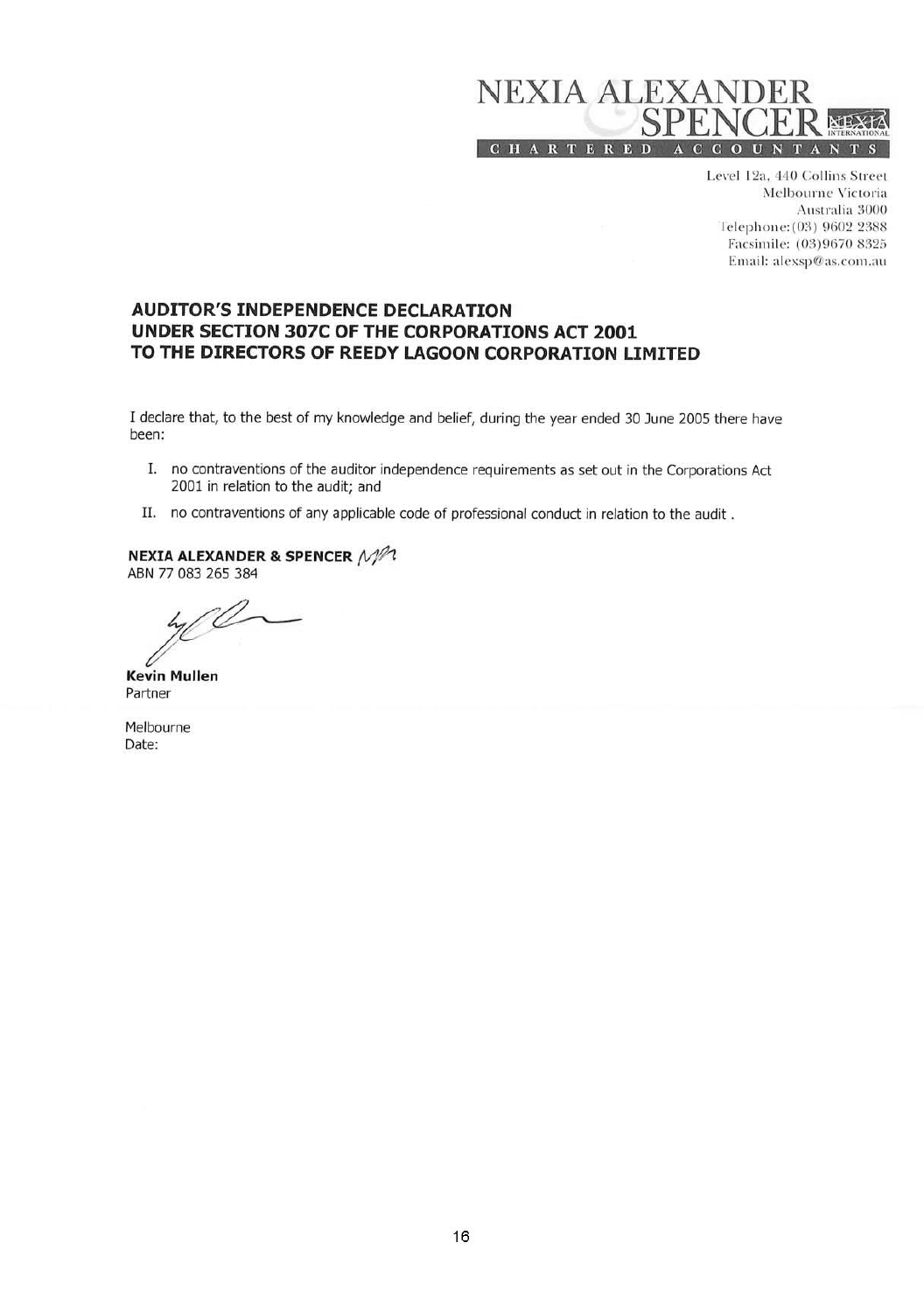NEXIA ALEXANDER & SPENCER
CHARTERED ACCOUNTANTS

Level 12a, 440 Collins Street
Melbourne Victoria
Australia 3000
Telephone: (03) 9602 2388
Facsimile: (03)9670 8325
Email: alexsp@as.com.au

## AUDITOR'S INDEPENDENCE DECLARATION UNDER SECTION 307C OF THE CORPORATIONS ACT 2001 TO THE DIRECTORS OF REEDY LAGOON CORPORATION LIMITED

I declare that, to the best of my knowledge and belief, during the year ended 30 June 2005 there have been:

I. no contraventions of the auditor independence requirements as set out in the Corporations Act 2001 in relation to the audit; and

II. no contraventions of any applicable code of professional conduct in relation to the audit .

**NEXIA ALEXANDER & SPENCER**
ABN 77 083 265 384

**Kevin Mullen**
Partner

Melbourne
Date: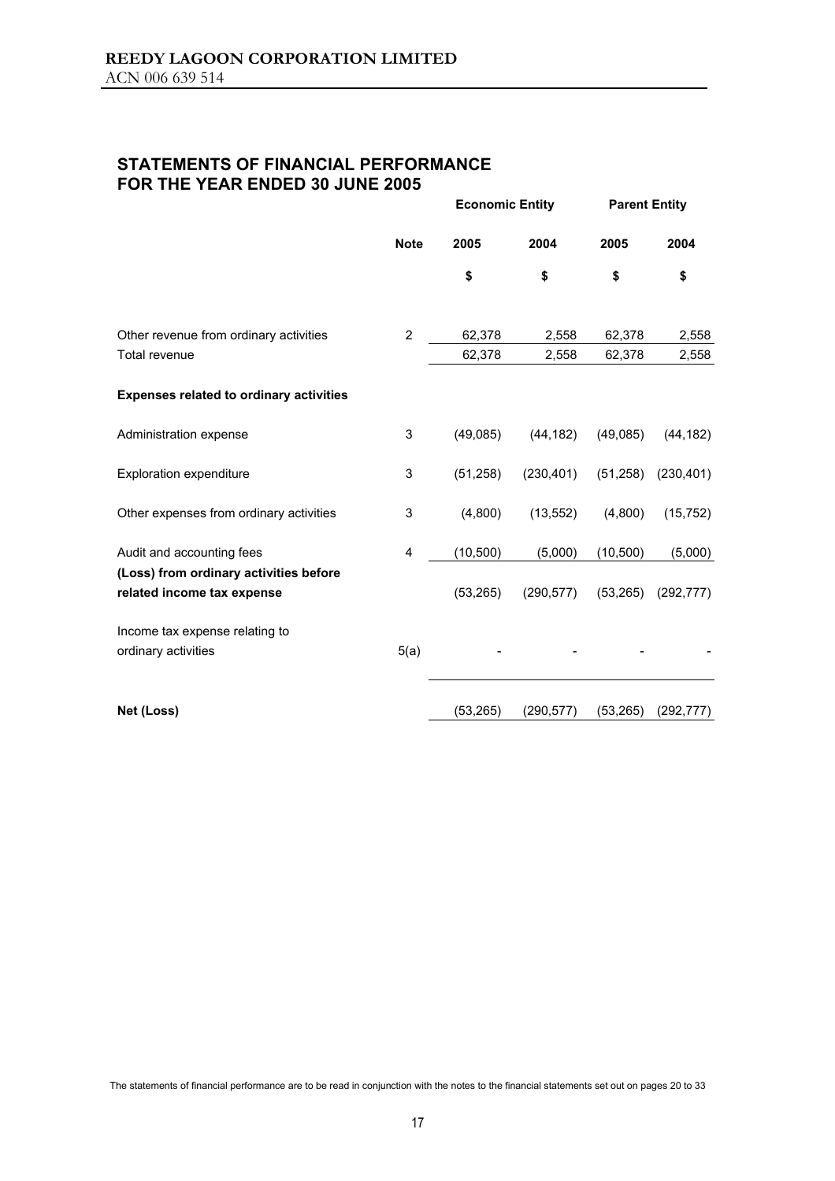## STATEMENTS OF FINANCIAL PERFORMANCE FOR THE YEAR ENDED 30 JUNE 2005

| | | Economic Entity | | Parent Entity | |
|---|---|---|---|---|---|
| | Note | 2005 | 2004 | 2005 | 2004 |
| | | $ | $ | $ | $ |
| Other revenue from ordinary activities | 2 | 62,378 | 2,558 | 62,378 | 2,558 |
| Total revenue | | 62,378 | 2,558 | 62,378 | 2,558 |
| **Expenses related to ordinary activities** | | | | | |
| Administration expense | 3 | (49,085) | (44,182) | (49,085) | (44,182) |
| Exploration expenditure | 3 | (51,258) | (230,401) | (51,258) | (230,401) |
| Other expenses from ordinary activities | 3 | (4,800) | (13,552) | (4,800) | (15,752) |
| Audit and accounting fees | 4 | (10,500) | (5,000) | (10,500) | (5,000) |
| **(Loss) from ordinary activities before related income tax expense** | | (53,265) | (290,577) | (53,265) | (292,777) |
| Income tax expense relating to ordinary activities | 5(a) | - | - | - | - |
| **Net (Loss)** | | (53,265) | (290,577) | (53,265) | (292,777) |

The statements of financial performance are to be read in conjunction with the notes to the financial statements set out on pages 20 to 33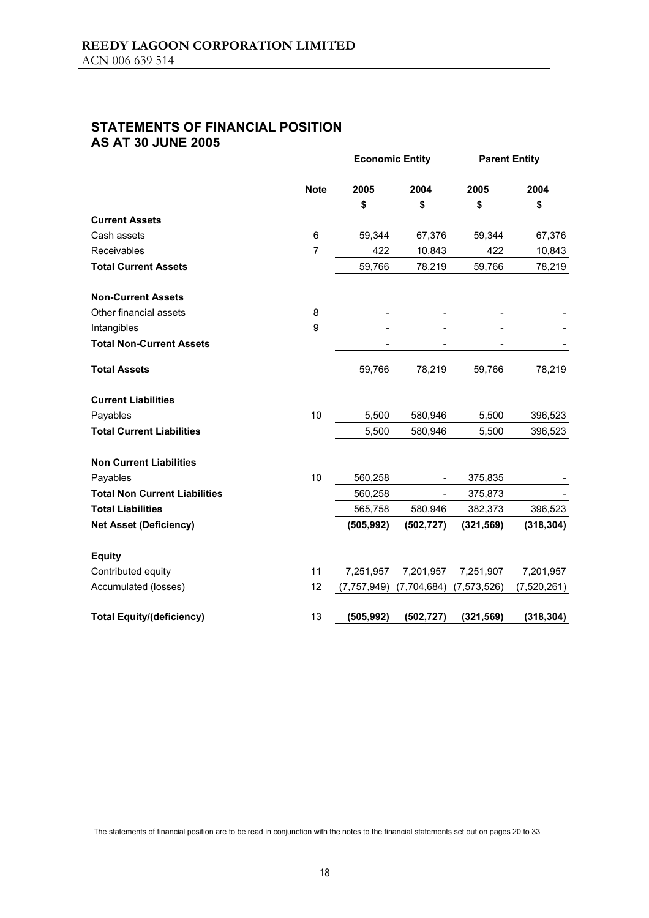**REEDY LAGOON CORPORATION LIMITED**
ACN 006 639 514

# STATEMENTS OF FINANCIAL POSITION
## AS AT 30 JUNE 2005

| | Note | Economic Entity | | Parent Entity | |
|---|---|---|---|---|---|
| | | 2005 | 2004 | 2005 | 2004 |
| | | $ | $ | $ | $ |
| **Current Assets** | | | | | |
| Cash assets | 6 | 59,344 | 67,376 | 59,344 | 67,376 |
| Receivables | 7 | 422 | 10,843 | 422 | 10,843 |
| **Total Current Assets** | | 59,766 | 78,219 | 59,766 | 78,219 |
| **Non-Current Assets** | | | | | |
| Other financial assets | 8 | - | - | - | - |
| Intangibles | 9 | - | - | - | - |
| **Total Non-Current Assets** | | - | - | - | - |
| **Total Assets** | | 59,766 | 78,219 | 59,766 | 78,219 |
| **Current Liabilities** | | | | | |
| Payables | 10 | 5,500 | 580,946 | 5,500 | 396,523 |
| **Total Current Liabilities** | | 5,500 | 580,946 | 5,500 | 396,523 |
| **Non Current Liabilities** | | | | | |
| Payables | 10 | 560,258 | - | 375,835 | - |
| **Total Non Current Liabilities** | | 560,258 | - | 375,873 | - |
| **Total Liabilities** | | 565,758 | 580,946 | 382,373 | 396,523 |
| **Net Asset (Deficiency)** | | **(505,992)** | **(502,727)** | **(321,569)** | **(318,304)** |
| **Equity** | | | | | |
| Contributed equity | 11 | 7,251,957 | 7,201,957 | 7,251,907 | 7,201,957 |
| Accumulated (losses) | 12 | (7,757,949) | (7,704,684) | (7,573,526) | (7,520,261) |
| **Total Equity/(deficiency)** | 13 | **(505,992)** | **(502,727)** | **(321,569)** | **(318,304)** |

The statements of financial position are to be read in conjunction with the notes to the financial statements set out on pages 20 to 33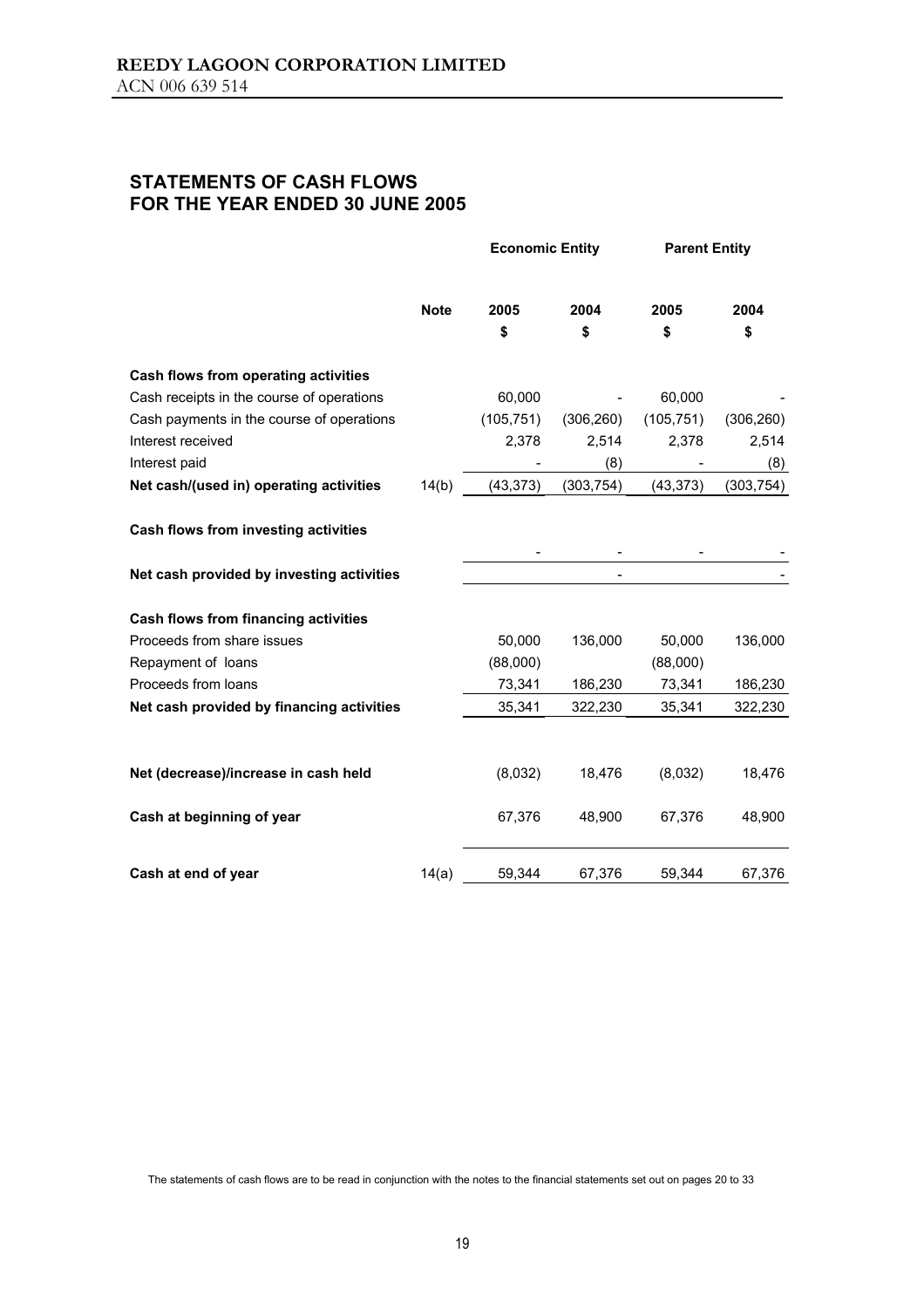## STATEMENTS OF CASH FLOWS FOR THE YEAR ENDED 30 JUNE 2005

| | | Economic Entity | | Parent Entity | |
|---|---|---|---|---|---|
| | Note | 2005 | 2004 | 2005 | 2004 |
| | | $ | $ | $ | $ |
| **Cash flows from operating activities** | | | | | |
| Cash receipts in the course of operations | | 60,000 | - | 60,000 | - |
| Cash payments in the course of operations | | (105,751) | (306,260) | (105,751) | (306,260) |
| Interest received | | 2,378 | 2,514 | 2,378 | 2,514 |
| Interest paid | | - | (8) | - | (8) |
| **Net cash/(used in) operating activities** | 14(b) | (43,373) | (303,754) | (43,373) | (303,754) |
| **Cash flows from investing activities** | | | | | |
| | | - | - | - | - |
| **Net cash provided by investing activities** | | | - | | - |
| **Cash flows from financing activities** | | | | | |
| Proceeds from share issues | | 50,000 | 136,000 | 50,000 | 136,000 |
| Repayment of loans | | (88,000) | | (88,000) | |
| Proceeds from loans | | 73,341 | 186,230 | 73,341 | 186,230 |
| **Net cash provided by financing activities** | | 35,341 | 322,230 | 35,341 | 322,230 |
| **Net (decrease)/increase in cash held** | | (8,032) | 18,476 | (8,032) | 18,476 |
| **Cash at beginning of year** | | 67,376 | 48,900 | 67,376 | 48,900 |
| **Cash at end of year** | 14(a) | 59,344 | 67,376 | 59,344 | 67,376 |

The statements of cash flows are to be read in conjunction with the notes to the financial statements set out on pages 20 to 33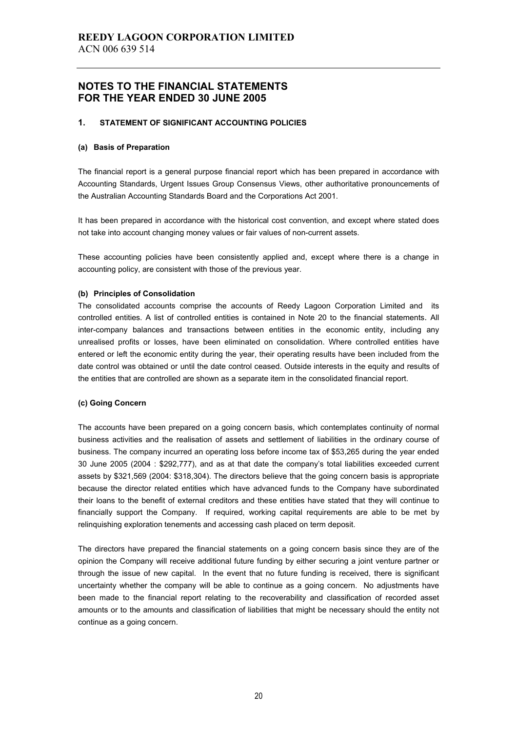# REEDY LAGOON CORPORATION LIMITED

ACN 006 639 514

## NOTES TO THE FINANCIAL STATEMENTS FOR THE YEAR ENDED 30 JUNE 2005

### 1. STATEMENT OF SIGNIFICANT ACCOUNTING POLICIES

#### (a) Basis of Preparation

The financial report is a general purpose financial report which has been prepared in accordance with Accounting Standards, Urgent Issues Group Consensus Views, other authoritative pronouncements of the Australian Accounting Standards Board and the Corporations Act 2001.

It has been prepared in accordance with the historical cost convention, and except where stated does not take into account changing money values or fair values of non-current assets.

These accounting policies have been consistently applied and, except where there is a change in accounting policy, are consistent with those of the previous year.

#### (b) Principles of Consolidation

The consolidated accounts comprise the accounts of Reedy Lagoon Corporation Limited and its controlled entities. A list of controlled entities is contained in Note 20 to the financial statements. All inter-company balances and transactions between entities in the economic entity, including any unrealised profits or losses, have been eliminated on consolidation. Where controlled entities have entered or left the economic entity during the year, their operating results have been included from the date control was obtained or until the date control ceased. Outside interests in the equity and results of the entities that are controlled are shown as a separate item in the consolidated financial report.

#### (c) Going Concern

The accounts have been prepared on a going concern basis, which contemplates continuity of normal business activities and the realisation of assets and settlement of liabilities in the ordinary course of business. The company incurred an operating loss before income tax of $53,265 during the year ended 30 June 2005 (2004 : $292,777), and as at that date the company's total liabilities exceeded current assets by $321,569 (2004: $318,304). The directors believe that the going concern basis is appropriate because the director related entities which have advanced funds to the Company have subordinated their loans to the benefit of external creditors and these entities have stated that they will continue to financially support the Company. If required, working capital requirements are able to be met by relinquishing exploration tenements and accessing cash placed on term deposit.

The directors have prepared the financial statements on a going concern basis since they are of the opinion the Company will receive additional future funding by either securing a joint venture partner or through the issue of new capital. In the event that no future funding is received, there is significant uncertainty whether the company will be able to continue as a going concern. No adjustments have been made to the financial report relating to the recoverability and classification of recorded asset amounts or to the amounts and classification of liabilities that might be necessary should the entity not continue as a going concern.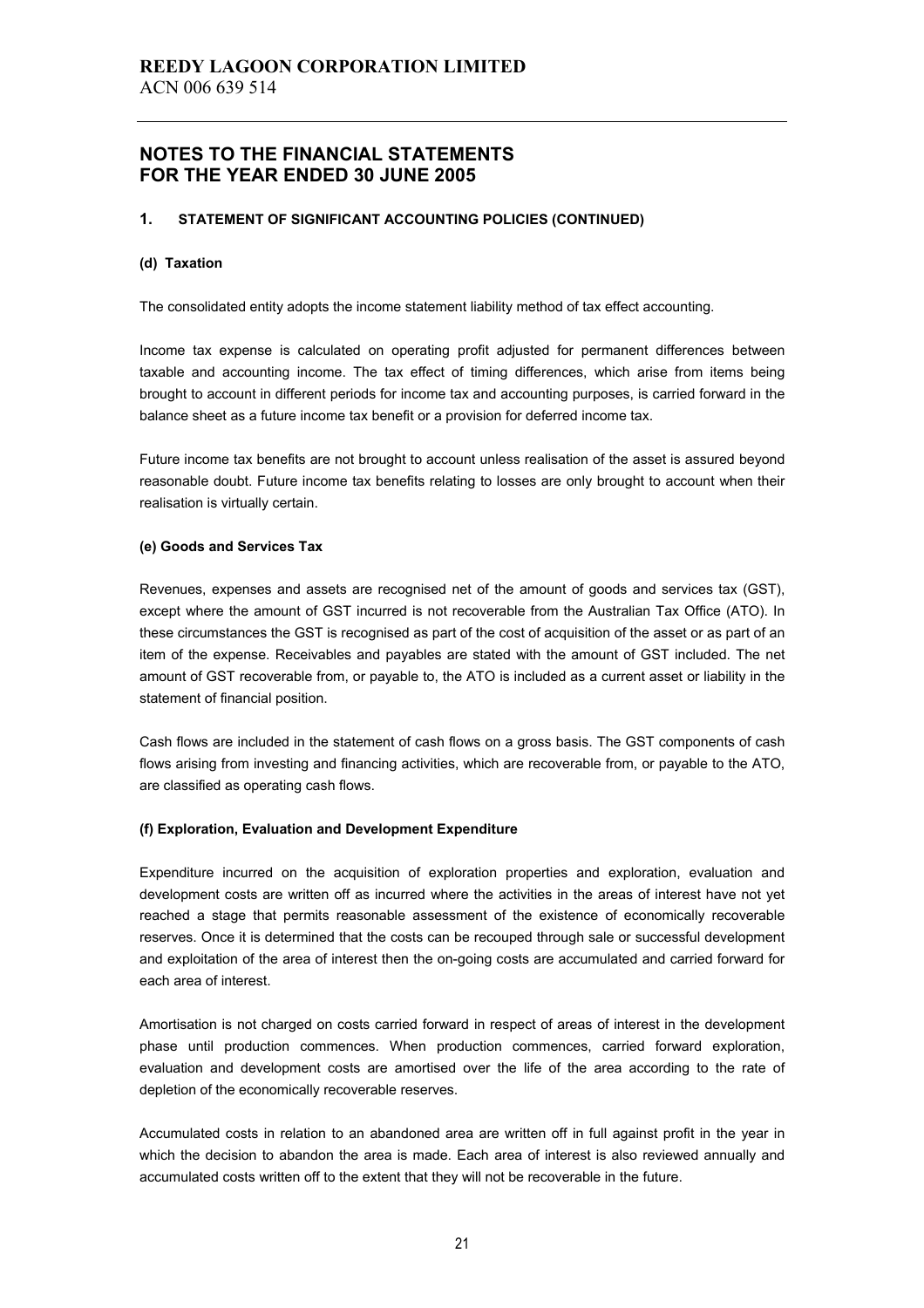# REEDY LAGOON CORPORATION LIMITED

ACN 006 639 514

## NOTES TO THE FINANCIAL STATEMENTS FOR THE YEAR ENDED 30 JUNE 2005

### 1. STATEMENT OF SIGNIFICANT ACCOUNTING POLICIES (CONTINUED)

#### (d) Taxation

The consolidated entity adopts the income statement liability method of tax effect accounting.

Income tax expense is calculated on operating profit adjusted for permanent differences between taxable and accounting income. The tax effect of timing differences, which arise from items being brought to account in different periods for income tax and accounting purposes, is carried forward in the balance sheet as a future income tax benefit or a provision for deferred income tax.

Future income tax benefits are not brought to account unless realisation of the asset is assured beyond reasonable doubt. Future income tax benefits relating to losses are only brought to account when their realisation is virtually certain.

#### (e) Goods and Services Tax

Revenues, expenses and assets are recognised net of the amount of goods and services tax (GST), except where the amount of GST incurred is not recoverable from the Australian Tax Office (ATO). In these circumstances the GST is recognised as part of the cost of acquisition of the asset or as part of an item of the expense. Receivables and payables are stated with the amount of GST included. The net amount of GST recoverable from, or payable to, the ATO is included as a current asset or liability in the statement of financial position.

Cash flows are included in the statement of cash flows on a gross basis. The GST components of cash flows arising from investing and financing activities, which are recoverable from, or payable to the ATO, are classified as operating cash flows.

#### (f) Exploration, Evaluation and Development Expenditure

Expenditure incurred on the acquisition of exploration properties and exploration, evaluation and development costs are written off as incurred where the activities in the areas of interest have not yet reached a stage that permits reasonable assessment of the existence of economically recoverable reserves. Once it is determined that the costs can be recouped through sale or successful development and exploitation of the area of interest then the on-going costs are accumulated and carried forward for each area of interest.

Amortisation is not charged on costs carried forward in respect of areas of interest in the development phase until production commences. When production commences, carried forward exploration, evaluation and development costs are amortised over the life of the area according to the rate of depletion of the economically recoverable reserves.

Accumulated costs in relation to an abandoned area are written off in full against profit in the year in which the decision to abandon the area is made. Each area of interest is also reviewed annually and accumulated costs written off to the extent that they will not be recoverable in the future.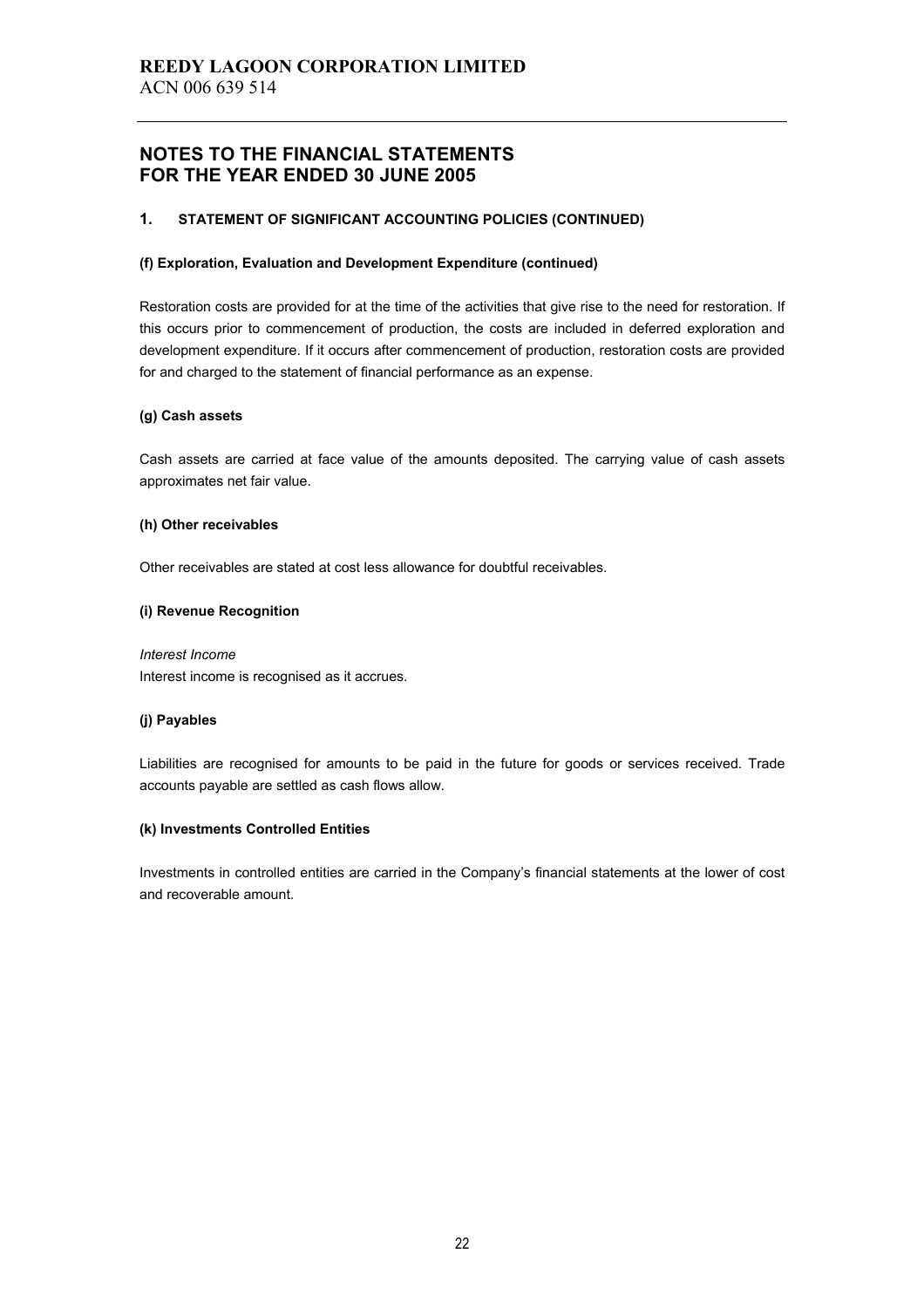# NOTES TO THE FINANCIAL STATEMENTS FOR THE YEAR ENDED 30 JUNE 2005

## 1. STATEMENT OF SIGNIFICANT ACCOUNTING POLICIES (CONTINUED)

### (f) Exploration, Evaluation and Development Expenditure (continued)

Restoration costs are provided for at the time of the activities that give rise to the need for restoration. If this occurs prior to commencement of production, the costs are included in deferred exploration and development expenditure. If it occurs after commencement of production, restoration costs are provided for and charged to the statement of financial performance as an expense.

### (g) Cash assets

Cash assets are carried at face value of the amounts deposited. The carrying value of cash assets approximates net fair value.

### (h) Other receivables

Other receivables are stated at cost less allowance for doubtful receivables.

### (i) Revenue Recognition

*Interest Income*
Interest income is recognised as it accrues.

### (j) Payables

Liabilities are recognised for amounts to be paid in the future for goods or services received. Trade accounts payable are settled as cash flows allow.

### (k) Investments Controlled Entities

Investments in controlled entities are carried in the Company's financial statements at the lower of cost and recoverable amount.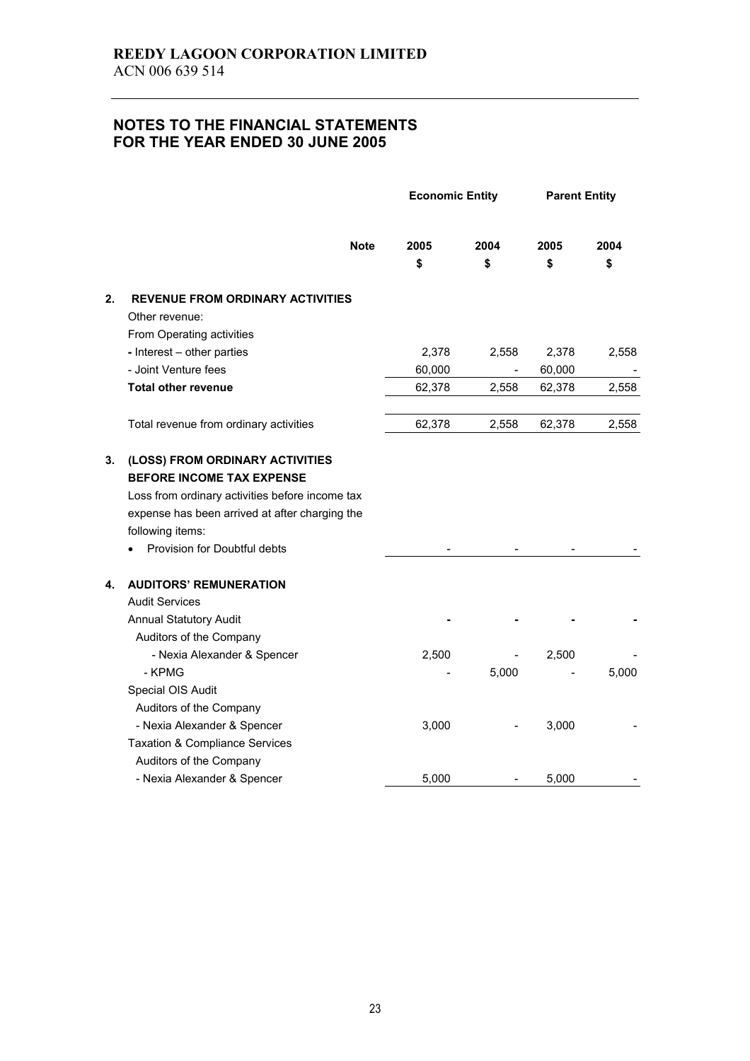**REEDY LAGOON CORPORATION LIMITED**
ACN 006 639 514

## NOTES TO THE FINANCIAL STATEMENTS FOR THE YEAR ENDED 30 JUNE 2005

| | | Economic Entity | | Parent Entity | |
|---|---|---|---|---|---|
| | **Note** | **2005** | **2004** | **2005** | **2004** |
| | | **\$** | **\$** | **\$** | **\$** |
| **2. REVENUE FROM ORDINARY ACTIVITIES** | | | | | |
| Other revenue: | | | | | |
| From Operating activities | | | | | |
| - Interest – other parties | | 2,378 | 2,558 | 2,378 | 2,558 |
| - Joint Venture fees | | 60,000 | - | 60,000 | - |
| **Total other revenue** | | 62,378 | 2,558 | 62,378 | 2,558 |
| Total revenue from ordinary activities | | 62,378 | 2,558 | 62,378 | 2,558 |
| **3. (LOSS) FROM ORDINARY ACTIVITIES BEFORE INCOME TAX EXPENSE** | | | | | |
| Loss from ordinary activities before income tax expense has been arrived at after charging the following items: | | | | | |
| • Provision for Doubtful debts | | - | - | - | - |
| **4. AUDITORS' REMUNERATION** | | | | | |
| Audit Services | | | | | |
| Annual Statutory Audit | | **-** | **-** | **-** | **-** |
| Auditors of the Company | | | | | |
| - Nexia Alexander & Spencer | | 2,500 | - | 2,500 | - |
| - KPMG | | - | 5,000 | - | 5,000 |
| Special OIS Audit | | | | | |
| Auditors of the Company | | | | | |
| - Nexia Alexander & Spencer | | 3,000 | - | 3,000 | - |
| Taxation & Compliance Services | | | | | |
| Auditors of the Company | | | | | |
| - Nexia Alexander & Spencer | | 5,000 | - | 5,000 | - |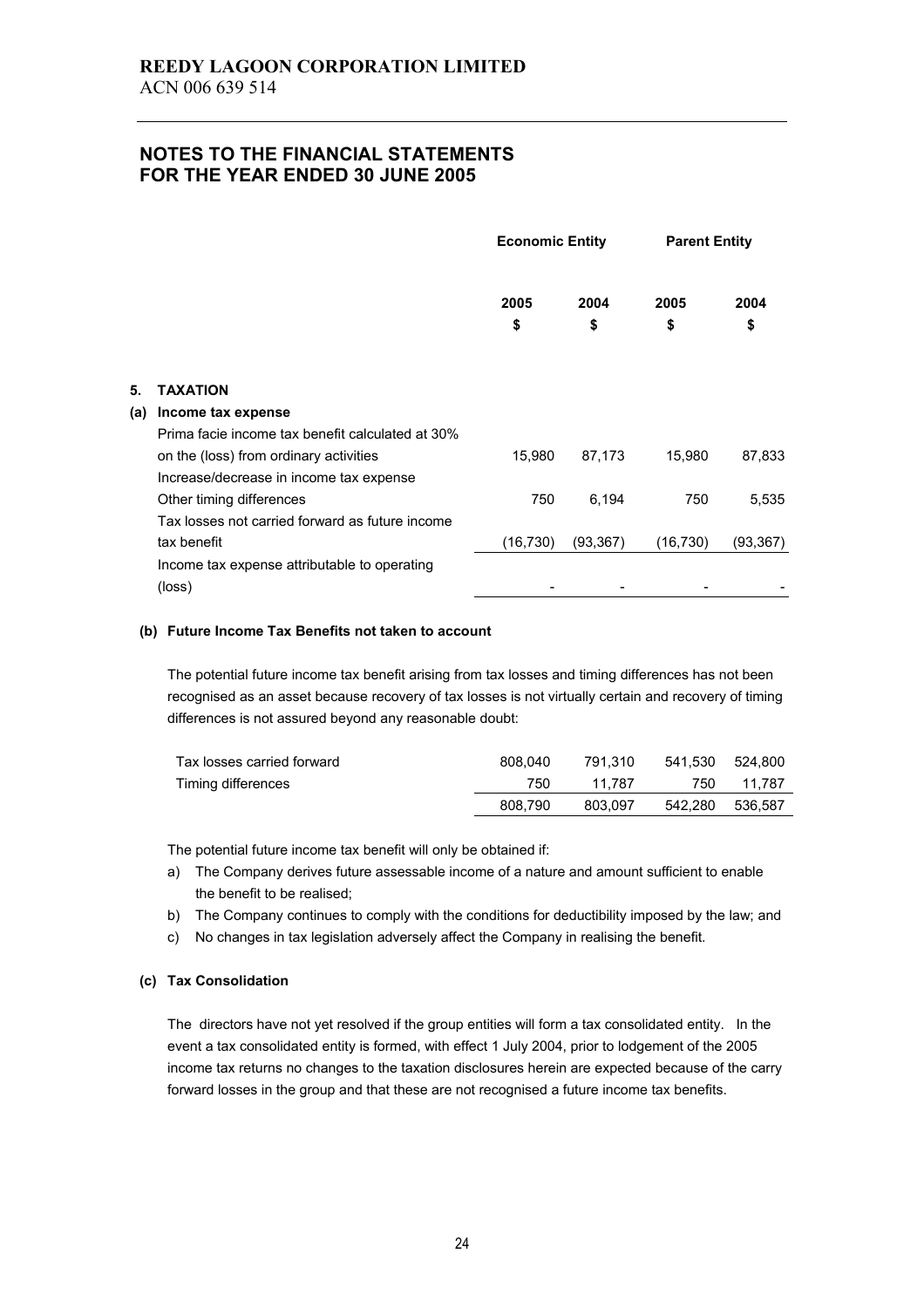**REEDY LAGOON CORPORATION LIMITED**
ACN 006 639 514

## NOTES TO THE FINANCIAL STATEMENTS FOR THE YEAR ENDED 30 JUNE 2005

| | Economic Entity | | Parent Entity | |
|---|---|---|---|---|
| | 2005 $ | 2004 $ | 2005 $ | 2004 $ |
| **5. TAXATION** | | | | |
| **(a) Income tax expense** | | | | |
| Prima facie income tax benefit calculated at 30% on the (loss) from ordinary activities | 15,980 | 87,173 | 15,980 | 87,833 |
| Increase/decrease in income tax expense | | | | |
| Other timing differences | 750 | 6,194 | 750 | 5,535 |
| Tax losses not carried forward as future income tax benefit | (16,730) | (93,367) | (16,730) | (93,367) |
| Income tax expense attributable to operating (loss) | - | - | - | - |

**(b) Future Income Tax Benefits not taken to account**

The potential future income tax benefit arising from tax losses and timing differences has not been recognised as an asset because recovery of tax losses is not virtually certain and recovery of timing differences is not assured beyond any reasonable doubt:

| | | | | |
|---|---|---|---|---|
| Tax losses carried forward | 808,040 | 791,310 | 541,530 | 524,800 |
| Timing differences | 750 | 11,787 | 750 | 11,787 |
| | 808,790 | 803,097 | 542,280 | 536,587 |

The potential future income tax benefit will only be obtained if:

a) The Company derives future assessable income of a nature and amount sufficient to enable the benefit to be realised;
b) The Company continues to comply with the conditions for deductibility imposed by the law; and
c) No changes in tax legislation adversely affect the Company in realising the benefit.

**(c) Tax Consolidation**

The directors have not yet resolved if the group entities will form a tax consolidated entity. In the event a tax consolidated entity is formed, with effect 1 July 2004, prior to lodgement of the 2005 income tax returns no changes to the taxation disclosures herein are expected because of the carry forward losses in the group and that these are not recognised a future income tax benefits.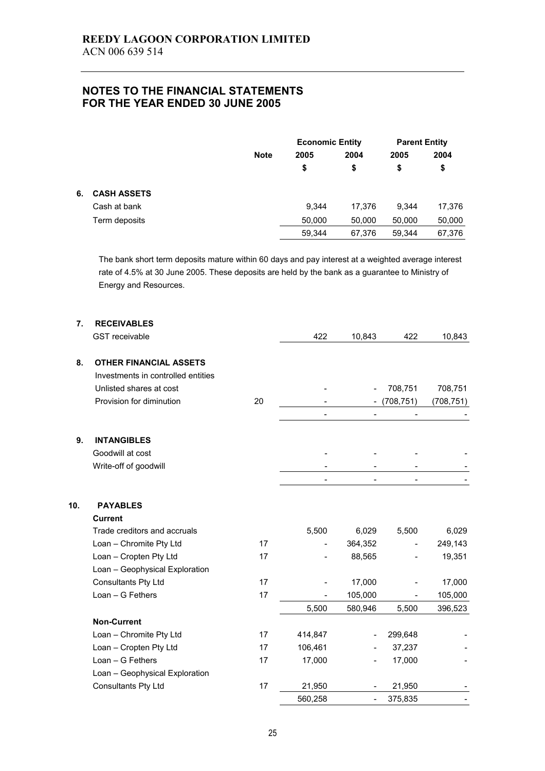# REEDY LAGOON CORPORATION LIMITED

ACN 006 639 514

## NOTES TO THE FINANCIAL STATEMENTS FOR THE YEAR ENDED 30 JUNE 2005

| | Note | Economic Entity 2005 $ | Economic Entity 2004 $ | Parent Entity 2005 $ | Parent Entity 2004 $ |
|---|---|---|---|---|---|
| **6. CASH ASSETS** | | | | | |
| Cash at bank | | 9,344 | 17,376 | 9,344 | 17,376 |
| Term deposits | | 50,000 | 50,000 | 50,000 | 50,000 |
| | | 59,344 | 67,376 | 59,344 | 67,376 |

The bank short term deposits mature within 60 days and pay interest at a weighted average interest rate of 4.5% at 30 June 2005. These deposits are held by the bank as a guarantee to Ministry of Energy and Resources.

| | Note | Economic Entity 2005 $ | Economic Entity 2004 $ | Parent Entity 2005 $ | Parent Entity 2004 $ |
|---|---|---|---|---|---|
| **7. RECEIVABLES** | | | | | |
| GST receivable | | 422 | 10,843 | 422 | 10,843 |
| **8. OTHER FINANCIAL ASSETS** | | | | | |
| Investments in controlled entities | | | | | |
| Unlisted shares at cost | | - | - | 708,751 | 708,751 |
| Provision for diminution | 20 | - | - | (708,751) | (708,751) |
| | | - | - | - | - |
| **9. INTANGIBLES** | | | | | |
| Goodwill at cost | | - | - | - | - |
| Write-off of goodwill | | - | - | - | - |
| | | - | - | - | - |
| **10. PAYABLES** | | | | | |
| **Current** | | | | | |
| Trade creditors and accruals | | 5,500 | 6,029 | 5,500 | 6,029 |
| Loan – Chromite Pty Ltd | 17 | - | 364,352 | - | 249,143 |
| Loan – Cropten Pty Ltd | 17 | - | 88,565 | - | 19,351 |
| Loan – Geophysical Exploration Consultants Pty Ltd | 17 | - | 17,000 | - | 17,000 |
| Loan – G Fethers | 17 | - | 105,000 | - | 105,000 |
| | | 5,500 | 580,946 | 5,500 | 396,523 |
| **Non-Current** | | | | | |
| Loan – Chromite Pty Ltd | 17 | 414,847 | - | 299,648 | - |
| Loan – Cropten Pty Ltd | 17 | 106,461 | - | 37,237 | - |
| Loan – G Fethers | 17 | 17,000 | - | 17,000 | - |
| Loan – Geophysical Exploration Consultants Pty Ltd | 17 | 21,950 | - | 21,950 | - |
| | | 560,258 | - | 375,835 | - |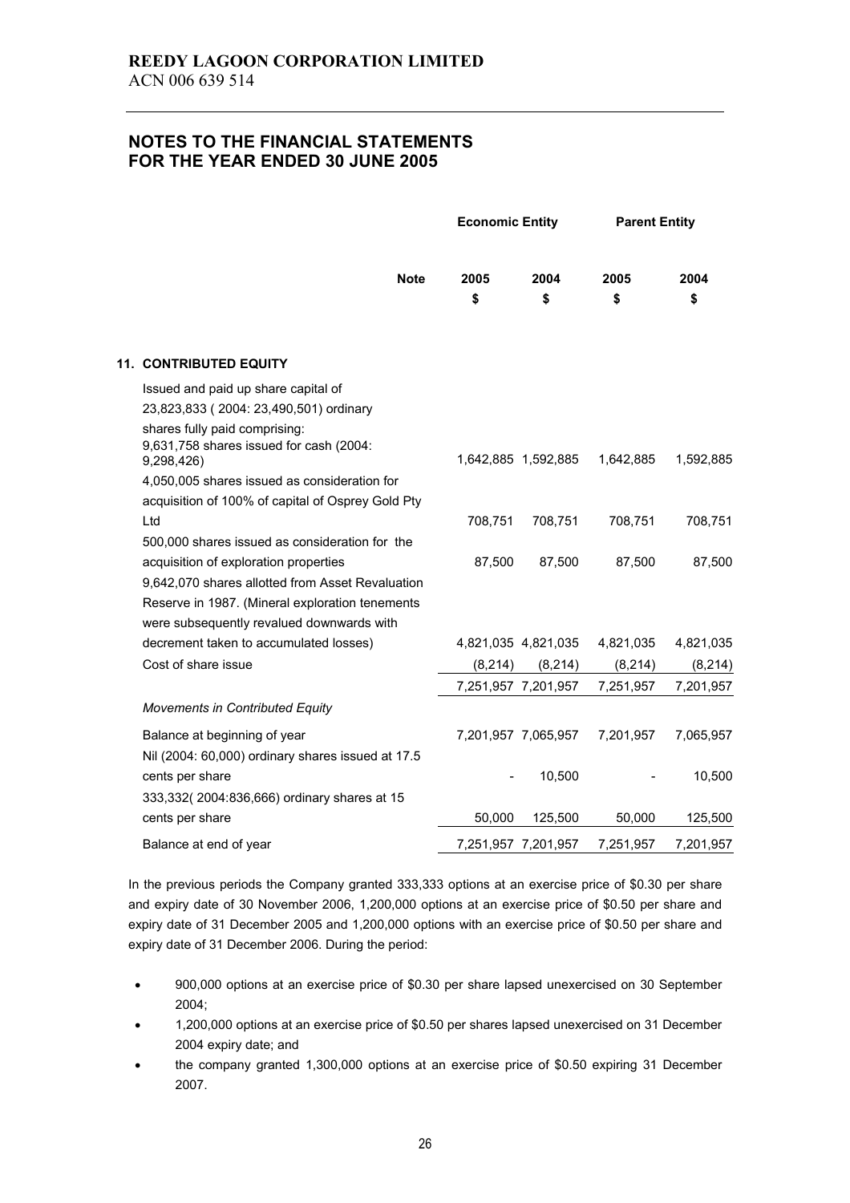# REEDY LAGOON CORPORATION LIMITED

ACN 006 639 514

## NOTES TO THE FINANCIAL STATEMENTS FOR THE YEAR ENDED 30 JUNE 2005

| | Note | Economic Entity | | Parent Entity | |
|---|---|---|---|---|---|
| | | 2005 $ | 2004 $ | 2005 $ | 2004 $ |
| **11. CONTRIBUTED EQUITY** | | | | | |
| Issued and paid up share capital of 23,823,833 ( 2004: 23,490,501) ordinary shares fully paid comprising: | | | | | |
| 9,631,758 shares issued for cash (2004: 9,298,426) | | 1,642,885 | 1,592,885 | 1,642,885 | 1,592,885 |
| 4,050,005 shares issued as consideration for acquisition of 100% of capital of Osprey Gold Pty Ltd | | 708,751 | 708,751 | 708,751 | 708,751 |
| 500,000 shares issued as consideration for the acquisition of exploration properties | | 87,500 | 87,500 | 87,500 | 87,500 |
| 9,642,070 shares allotted from Asset Revaluation Reserve in 1987. (Mineral exploration tenements were subsequently revalued downwards with decrement taken to accumulated losses) | | 4,821,035 | 4,821,035 | 4,821,035 | 4,821,035 |
| Cost of share issue | | (8,214) | (8,214) | (8,214) | (8,214) |
| | | 7,251,957 | 7,201,957 | 7,251,957 | 7,201,957 |
| *Movements in Contributed Equity* | | | | | |
| Balance at beginning of year | | 7,201,957 | 7,065,957 | 7,201,957 | 7,065,957 |
| Nil (2004: 60,000) ordinary shares issued at 17.5 cents per share | | - | 10,500 | - | 10,500 |
| 333,332( 2004:836,666) ordinary shares at 15 cents per share | | 50,000 | 125,500 | 50,000 | 125,500 |
| Balance at end of year | | 7,251,957 | 7,201,957 | 7,251,957 | 7,201,957 |

In the previous periods the Company granted 333,333 options at an exercise price of $0.30 per share and expiry date of 30 November 2006, 1,200,000 options at an exercise price of $0.50 per share and expiry date of 31 December 2005 and 1,200,000 options with an exercise price of $0.50 per share and expiry date of 31 December 2006. During the period:

- 900,000 options at an exercise price of $0.30 per share lapsed unexercised on 30 September 2004;
- 1,200,000 options at an exercise price of $0.50 per shares lapsed unexercised on 31 December 2004 expiry date; and
- the company granted 1,300,000 options at an exercise price of $0.50 expiring 31 December 2007.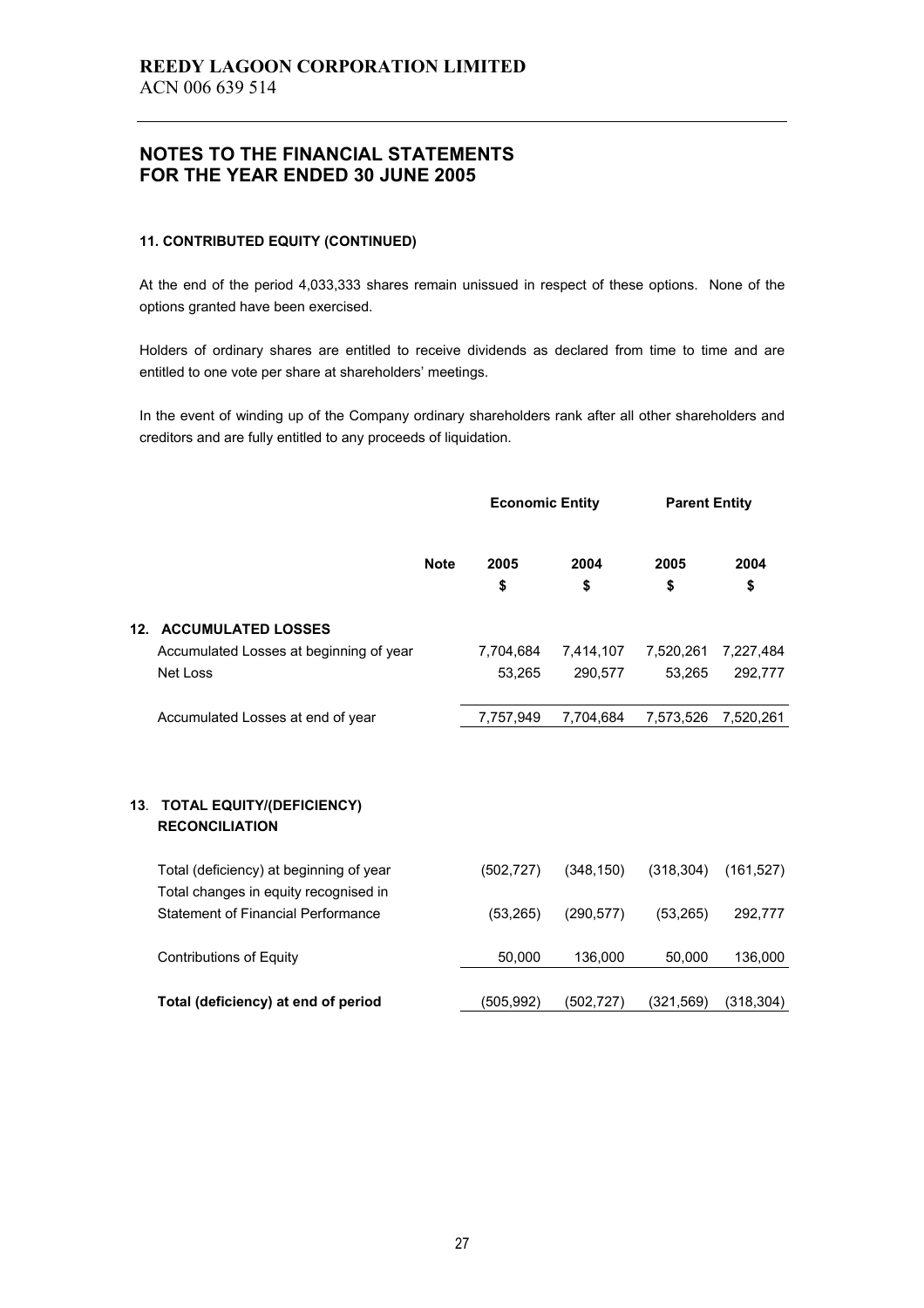# REEDY LAGOON CORPORATION LIMITED

ACN 006 639 514

## NOTES TO THE FINANCIAL STATEMENTS FOR THE YEAR ENDED 30 JUNE 2005

### 11. CONTRIBUTED EQUITY (CONTINUED)

At the end of the period 4,033,333 shares remain unissued in respect of these options. None of the options granted have been exercised.

Holders of ordinary shares are entitled to receive dividends as declared from time to time and are entitled to one vote per share at shareholders' meetings.

In the event of winding up of the Company ordinary shareholders rank after all other shareholders and creditors and are fully entitled to any proceeds of liquidation.

| | Note | Economic Entity | | Parent Entity | |
|---|---|---|---|---|---|
| | | 2005 $ | 2004 $ | 2005 $ | 2004 $ |
| **12. ACCUMULATED LOSSES** | | | | | |
| Accumulated Losses at beginning of year | | 7,704,684 | 7,414,107 | 7,520,261 | 7,227,484 |
| Net Loss | | 53,265 | 290,577 | 53,265 | 292,777 |
| Accumulated Losses at end of year | | 7,757,949 | 7,704,684 | 7,573,526 | 7,520,261 |
| **13. TOTAL EQUITY/(DEFICIENCY) RECONCILIATION** | | | | | |
| Total (deficiency) at beginning of year | | (502,727) | (348,150) | (318,304) | (161,527) |
| Total changes in equity recognised in Statement of Financial Performance | | (53,265) | (290,577) | (53,265) | 292,777 |
| Contributions of Equity | | 50,000 | 136,000 | 50,000 | 136,000 |
| **Total (deficiency) at end of period** | | (505,992) | (502,727) | (321,569) | (318,304) |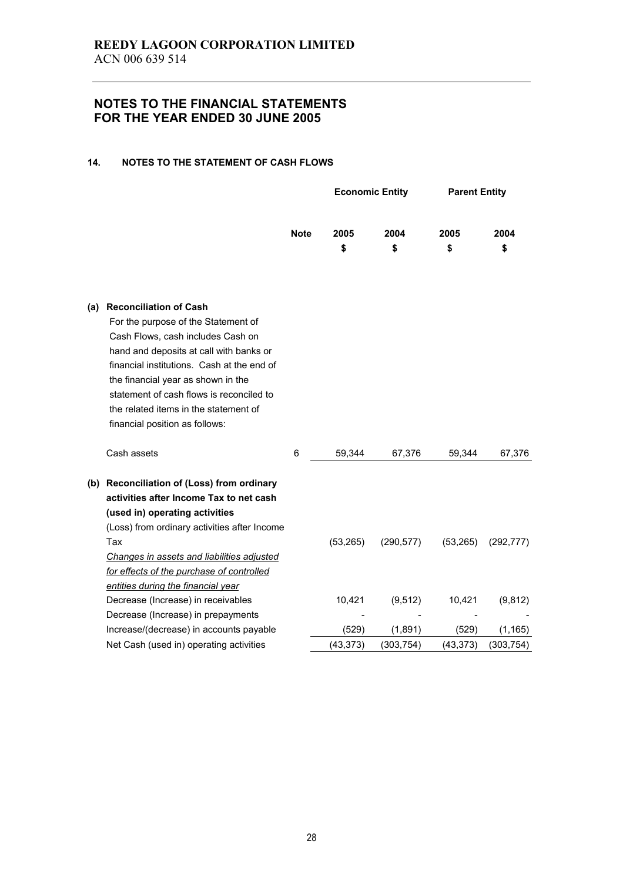**REEDY LAGOON CORPORATION LIMITED**
ACN 006 639 514

# NOTES TO THE FINANCIAL STATEMENTS FOR THE YEAR ENDED 30 JUNE 2005

## 14. NOTES TO THE STATEMENT OF CASH FLOWS

| | Note | Economic Entity | | Parent Entity | |
|---|---|---|---|---|---|
| | | 2005 $ | 2004 $ | 2005 $ | 2004 $ |
| **(a) Reconciliation of Cash** | | | | | |
| For the purpose of the Statement of Cash Flows, cash includes Cash on hand and deposits at call with banks or financial institutions. Cash at the end of the financial year as shown in the statement of cash flows is reconciled to the related items in the statement of financial position as follows: | | | | | |
| Cash assets | 6 | 59,344 | 67,376 | 59,344 | 67,376 |
| **(b) Reconciliation of (Loss) from ordinary activities after Income Tax to net cash (used in) operating activities** | | | | | |
| (Loss) from ordinary activities after Income Tax | | (53,265) | (290,577) | (53,265) | (292,777) |
| *Changes in assets and liabilities adjusted for effects of the purchase of controlled entities during the financial year* | | | | | |
| Decrease (Increase) in receivables | | 10,421 | (9,512) | 10,421 | (9,812) |
| Decrease (Increase) in prepayments | | - | - | - | - |
| Increase/(decrease) in accounts payable | | (529) | (1,891) | (529) | (1,165) |
| Net Cash (used in) operating activities | | (43,373) | (303,754) | (43,373) | (303,754) |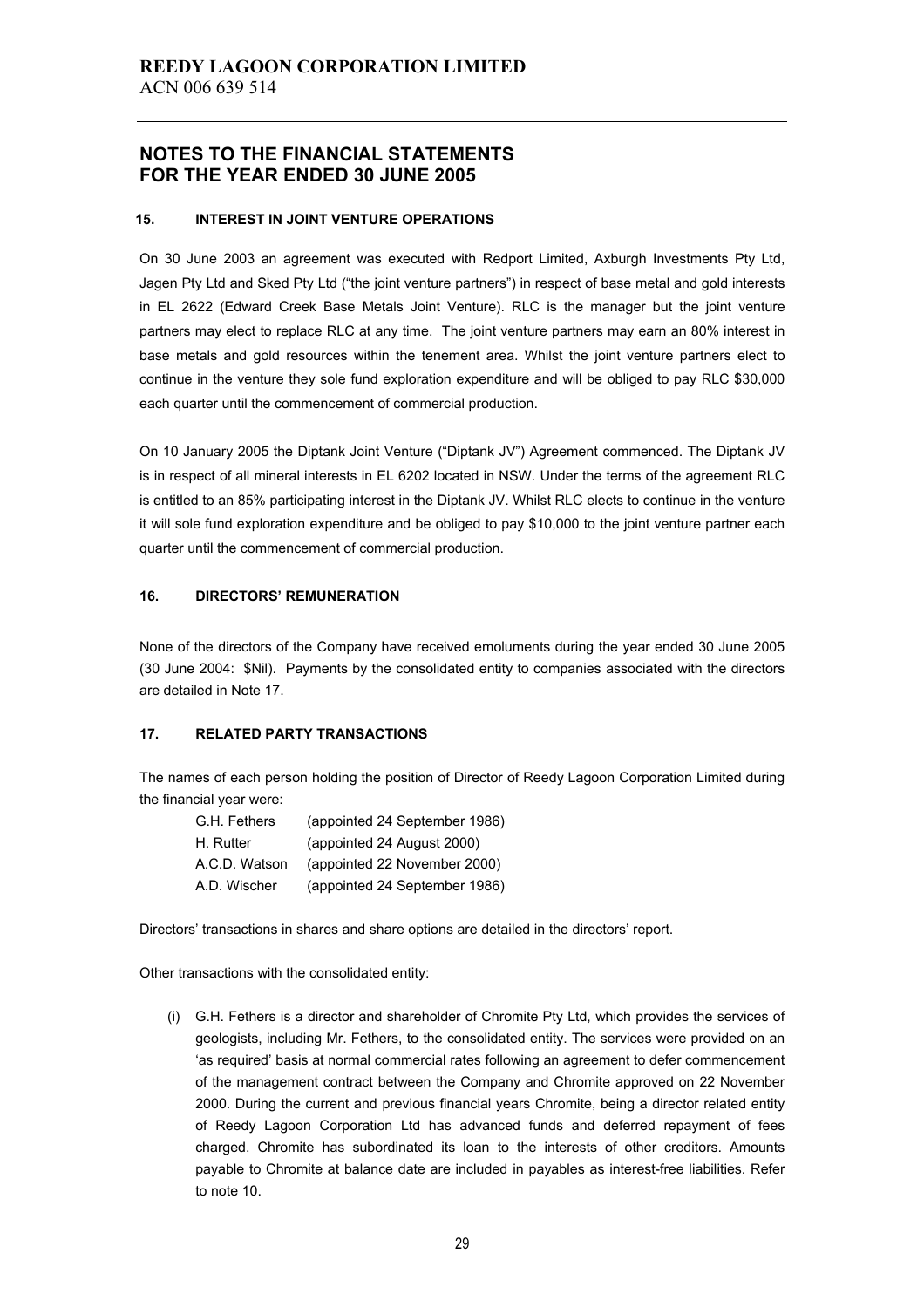# REEDY LAGOON CORPORATION LIMITED

ACN 006 639 514

## NOTES TO THE FINANCIAL STATEMENTS FOR THE YEAR ENDED 30 JUNE 2005

### 15. INTEREST IN JOINT VENTURE OPERATIONS

On 30 June 2003 an agreement was executed with Redport Limited, Axburgh Investments Pty Ltd, Jagen Pty Ltd and Sked Pty Ltd ("the joint venture partners") in respect of base metal and gold interests in EL 2622 (Edward Creek Base Metals Joint Venture). RLC is the manager but the joint venture partners may elect to replace RLC at any time. The joint venture partners may earn an 80% interest in base metals and gold resources within the tenement area. Whilst the joint venture partners elect to continue in the venture they sole fund exploration expenditure and will be obliged to pay RLC $30,000 each quarter until the commencement of commercial production.

On 10 January 2005 the Diptank Joint Venture ("Diptank JV") Agreement commenced. The Diptank JV is in respect of all mineral interests in EL 6202 located in NSW. Under the terms of the agreement RLC is entitled to an 85% participating interest in the Diptank JV. Whilst RLC elects to continue in the venture it will sole fund exploration expenditure and be obliged to pay $10,000 to the joint venture partner each quarter until the commencement of commercial production.

### 16. DIRECTORS' REMUNERATION

None of the directors of the Company have received emoluments during the year ended 30 June 2005 (30 June 2004: $Nil). Payments by the consolidated entity to companies associated with the directors are detailed in Note 17.

### 17. RELATED PARTY TRANSACTIONS

The names of each person holding the position of Director of Reedy Lagoon Corporation Limited during the financial year were:

| | |
|---|---|
| G.H. Fethers | (appointed 24 September 1986) |
| H. Rutter | (appointed 24 August 2000) |
| A.C.D. Watson | (appointed 22 November 2000) |
| A.D. Wischer | (appointed 24 September 1986) |

Directors' transactions in shares and share options are detailed in the directors' report.

Other transactions with the consolidated entity:

(i) G.H. Fethers is a director and shareholder of Chromite Pty Ltd, which provides the services of geologists, including Mr. Fethers, to the consolidated entity. The services were provided on an 'as required' basis at normal commercial rates following an agreement to defer commencement of the management contract between the Company and Chromite approved on 22 November 2000. During the current and previous financial years Chromite, being a director related entity of Reedy Lagoon Corporation Ltd has advanced funds and deferred repayment of fees charged. Chromite has subordinated its loan to the interests of other creditors. Amounts payable to Chromite at balance date are included in payables as interest-free liabilities. Refer to note 10.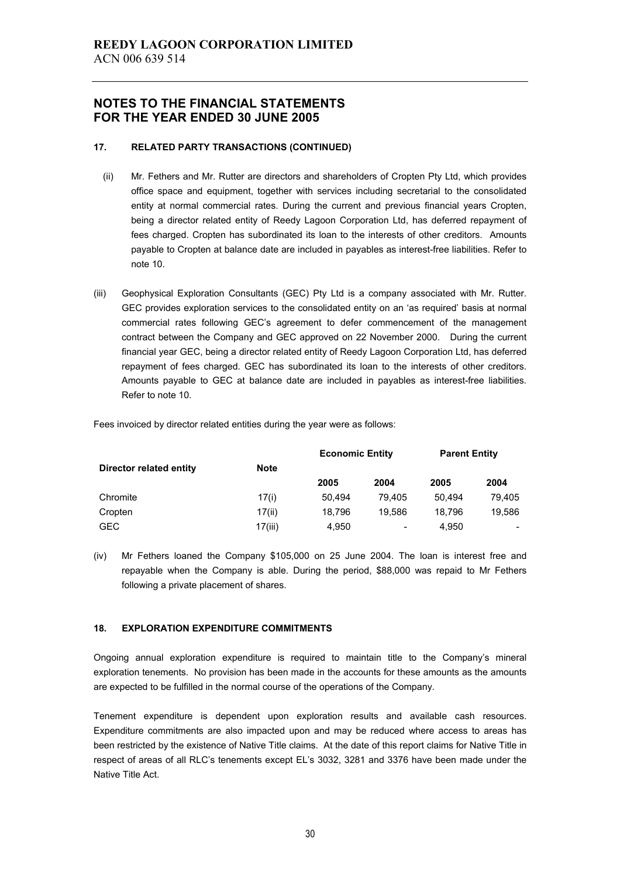# NOTES TO THE FINANCIAL STATEMENTS FOR THE YEAR ENDED 30 JUNE 2005

### 17. RELATED PARTY TRANSACTIONS (CONTINUED)

(ii) Mr. Fethers and Mr. Rutter are directors and shareholders of Cropten Pty Ltd, which provides office space and equipment, together with services including secretarial to the consolidated entity at normal commercial rates. During the current and previous financial years Cropten, being a director related entity of Reedy Lagoon Corporation Ltd, has deferred repayment of fees charged. Cropten has subordinated its loan to the interests of other creditors. Amounts payable to Cropten at balance date are included in payables as interest-free liabilities. Refer to note 10.

(iii) Geophysical Exploration Consultants (GEC) Pty Ltd is a company associated with Mr. Rutter. GEC provides exploration services to the consolidated entity on an 'as required' basis at normal commercial rates following GEC's agreement to defer commencement of the management contract between the Company and GEC approved on 22 November 2000. During the current financial year GEC, being a director related entity of Reedy Lagoon Corporation Ltd, has deferred repayment of fees charged. GEC has subordinated its loan to the interests of other creditors. Amounts payable to GEC at balance date are included in payables as interest-free liabilities. Refer to note 10.

Fees invoiced by director related entities during the year were as follows:

| Director related entity | Note | Economic Entity | | Parent Entity | |
|---|---|---|---|---|---|
| | | 2005 | 2004 | 2005 | 2004 |
| Chromite | 17(i) | 50,494 | 79,405 | 50,494 | 79,405 |
| Cropten | 17(ii) | 18,796 | 19,586 | 18,796 | 19,586 |
| GEC | 17(iii) | 4,950 | - | 4,950 | - |

(iv) Mr Fethers loaned the Company $105,000 on 25 June 2004. The loan is interest free and repayable when the Company is able. During the period, $88,000 was repaid to Mr Fethers following a private placement of shares.

### 18. EXPLORATION EXPENDITURE COMMITMENTS

Ongoing annual exploration expenditure is required to maintain title to the Company's mineral exploration tenements. No provision has been made in the accounts for these amounts as the amounts are expected to be fulfilled in the normal course of the operations of the Company.

Tenement expenditure is dependent upon exploration results and available cash resources. Expenditure commitments are also impacted upon and may be reduced where access to areas has been restricted by the existence of Native Title claims. At the date of this report claims for Native Title in respect of areas of all RLC's tenements except EL's 3032, 3281 and 3376 have been made under the Native Title Act.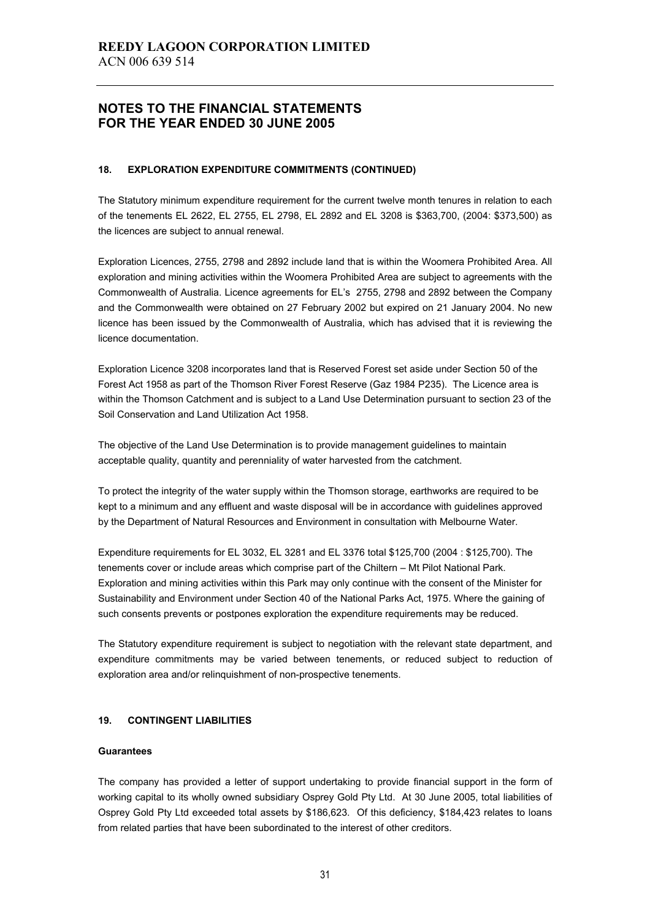# REEDY LAGOON CORPORATION LIMITED

ACN 006 639 514

## NOTES TO THE FINANCIAL STATEMENTS FOR THE YEAR ENDED 30 JUNE 2005

### 18. EXPLORATION EXPENDITURE COMMITMENTS (CONTINUED)

The Statutory minimum expenditure requirement for the current twelve month tenures in relation to each of the tenements EL 2622, EL 2755, EL 2798, EL 2892 and EL 3208 is $363,700, (2004: $373,500) as the licences are subject to annual renewal.

Exploration Licences, 2755, 2798 and 2892 include land that is within the Woomera Prohibited Area. All exploration and mining activities within the Woomera Prohibited Area are subject to agreements with the Commonwealth of Australia. Licence agreements for EL's 2755, 2798 and 2892 between the Company and the Commonwealth were obtained on 27 February 2002 but expired on 21 January 2004. No new licence has been issued by the Commonwealth of Australia, which has advised that it is reviewing the licence documentation.

Exploration Licence 3208 incorporates land that is Reserved Forest set aside under Section 50 of the Forest Act 1958 as part of the Thomson River Forest Reserve (Gaz 1984 P235). The Licence area is within the Thomson Catchment and is subject to a Land Use Determination pursuant to section 23 of the Soil Conservation and Land Utilization Act 1958.

The objective of the Land Use Determination is to provide management guidelines to maintain acceptable quality, quantity and perenniality of water harvested from the catchment.

To protect the integrity of the water supply within the Thomson storage, earthworks are required to be kept to a minimum and any effluent and waste disposal will be in accordance with guidelines approved by the Department of Natural Resources and Environment in consultation with Melbourne Water.

Expenditure requirements for EL 3032, EL 3281 and EL 3376 total $125,700 (2004 : $125,700). The tenements cover or include areas which comprise part of the Chiltern – Mt Pilot National Park. Exploration and mining activities within this Park may only continue with the consent of the Minister for Sustainability and Environment under Section 40 of the National Parks Act, 1975. Where the gaining of such consents prevents or postpones exploration the expenditure requirements may be reduced.

The Statutory expenditure requirement is subject to negotiation with the relevant state department, and expenditure commitments may be varied between tenements, or reduced subject to reduction of exploration area and/or relinquishment of non-prospective tenements.

### 19. CONTINGENT LIABILITIES

**Guarantees**

The company has provided a letter of support undertaking to provide financial support in the form of working capital to its wholly owned subsidiary Osprey Gold Pty Ltd. At 30 June 2005, total liabilities of Osprey Gold Pty Ltd exceeded total assets by $186,623. Of this deficiency, $184,423 relates to loans from related parties that have been subordinated to the interest of other creditors.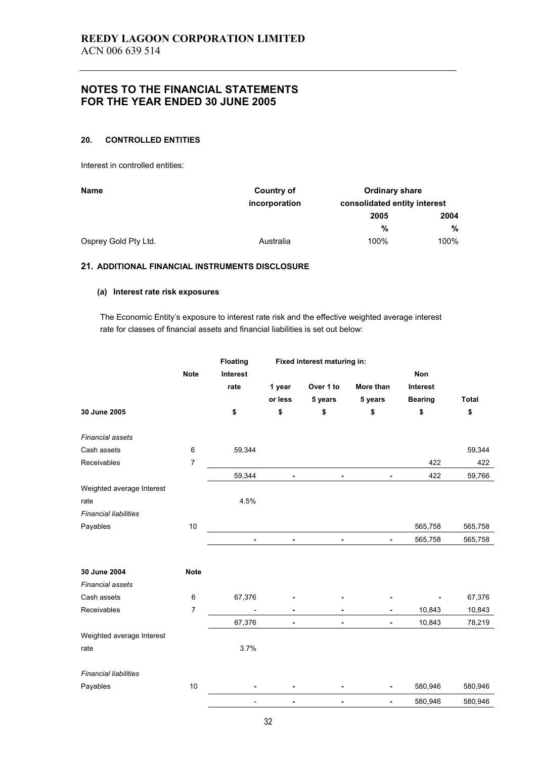**REEDY LAGOON CORPORATION LIMITED**
ACN 006 639 514

# NOTES TO THE FINANCIAL STATEMENTS FOR THE YEAR ENDED 30 JUNE 2005

## 20. CONTROLLED ENTITIES

Interest in controlled entities:

| Name | Country of incorporation | Ordinary share consolidated entity interest | |
|---|---|---|---|
| | | 2005 | 2004 |
| | | % | % |
| Osprey Gold Pty Ltd. | Australia | 100% | 100% |

## 21. ADDITIONAL FINANCIAL INSTRUMENTS DISCLOSURE

### (a) Interest rate risk exposures

The Economic Entity's exposure to interest rate risk and the effective weighted average interest rate for classes of financial assets and financial liabilities is set out below:

| | Note | Floating Interest rate | Fixed interest maturing in: | | | Non Interest Bearing | Total |
|---|---|---|---|---|---|---|---|
| | | | 1 year or less | Over 1 to 5 years | More than 5 years | | |
| **30 June 2005** | | $ | $ | $ | $ | $ | $ |
| *Financial assets* | | | | | | | |
| Cash assets | 6 | 59,344 | | | | | 59,344 |
| Receivables | 7 | | | | | 422 | 422 |
| | | 59,344 | - | - | - | 422 | 59,766 |
| Weighted average Interest rate | | 4.5% | | | | | |
| *Financial liabilities* | | | | | | | |
| Payables | 10 | | | | | 565,758 | 565,758 |
| | | - | - | - | - | 565,758 | 565,758 |
| | | | | | | | |
| **30 June 2004** | **Note** | | | | | | |
| *Financial assets* | | | | | | | |
| Cash assets | 6 | 67,376 | - | - | - | - | 67,376 |
| Receivables | 7 | - | - | - | - | 10,843 | 10,843 |
| | | 67,376 | - | - | - | 10,843 | 78,219 |
| Weighted average Interest rate | | 3.7% | | | | | |
| *Financial liabilities* | | | | | | | |
| Payables | 10 | - | - | - | - | 580,946 | 580,946 |
| | | - | - | - | - | 580,946 | 580,946 |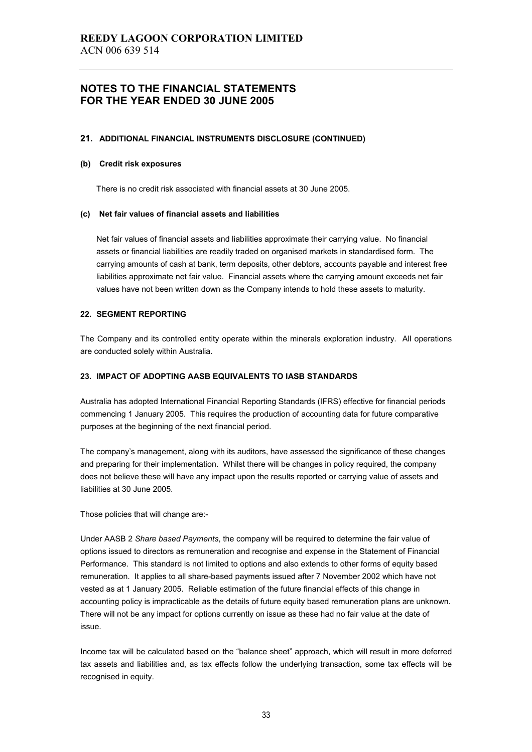**REEDY LAGOON CORPORATION LIMITED**
ACN 006 639 514

## NOTES TO THE FINANCIAL STATEMENTS FOR THE YEAR ENDED 30 JUNE 2005

### 21. ADDITIONAL FINANCIAL INSTRUMENTS DISCLOSURE (CONTINUED)

#### (b) Credit risk exposures

There is no credit risk associated with financial assets at 30 June 2005.

#### (c) Net fair values of financial assets and liabilities

Net fair values of financial assets and liabilities approximate their carrying value. No financial assets or financial liabilities are readily traded on organised markets in standardised form. The carrying amounts of cash at bank, term deposits, other debtors, accounts payable and interest free liabilities approximate net fair value. Financial assets where the carrying amount exceeds net fair values have not been written down as the Company intends to hold these assets to maturity.

### 22. SEGMENT REPORTING

The Company and its controlled entity operate within the minerals exploration industry. All operations are conducted solely within Australia.

### 23. IMPACT OF ADOPTING AASB EQUIVALENTS TO IASB STANDARDS

Australia has adopted International Financial Reporting Standards (IFRS) effective for financial periods commencing 1 January 2005. This requires the production of accounting data for future comparative purposes at the beginning of the next financial period.

The company's management, along with its auditors, have assessed the significance of these changes and preparing for their implementation. Whilst there will be changes in policy required, the company does not believe these will have any impact upon the results reported or carrying value of assets and liabilities at 30 June 2005.

Those policies that will change are:-

Under AASB 2 *Share based Payments*, the company will be required to determine the fair value of options issued to directors as remuneration and recognise and expense in the Statement of Financial Performance. This standard is not limited to options and also extends to other forms of equity based remuneration. It applies to all share-based payments issued after 7 November 2002 which have not vested as at 1 January 2005. Reliable estimation of the future financial effects of this change in accounting policy is impracticable as the details of future equity based remuneration plans are unknown. There will not be any impact for options currently on issue as these had no fair value at the date of issue.

Income tax will be calculated based on the "balance sheet" approach, which will result in more deferred tax assets and liabilities and, as tax effects follow the underlying transaction, some tax effects will be recognised in equity.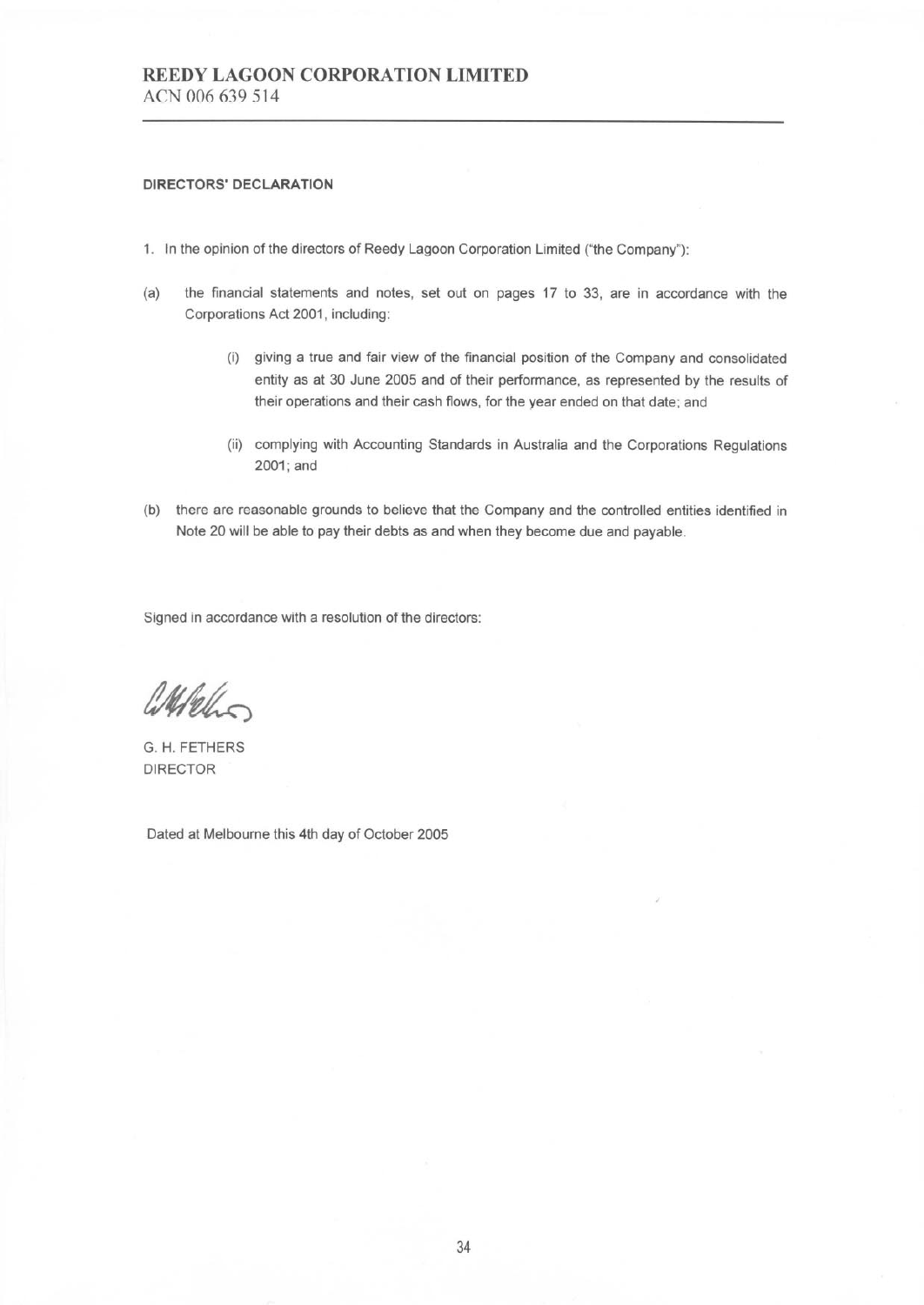# REEDY LAGOON CORPORATION LIMITED

ACN 006 639 514

**DIRECTORS' DECLARATION**

1. In the opinion of the directors of Reedy Lagoon Corporation Limited ("the Company"):

(a) the financial statements and notes, set out on pages 17 to 33, are in accordance with the Corporations Act 2001, including:

(i) giving a true and fair view of the financial position of the Company and consolidated entity as at 30 June 2005 and of their performance, as represented by the results of their operations and their cash flows, for the year ended on that date; and

(ii) complying with Accounting Standards in Australia and the Corporations Regulations 2001; and

(b) there are reasonable grounds to believe that the Company and the controlled entities identified in Note 20 will be able to pay their debts as and when they become due and payable.

Signed in accordance with a resolution of the directors:

G. H. FETHERS
DIRECTOR

Dated at Melbourne this 4th day of October 2005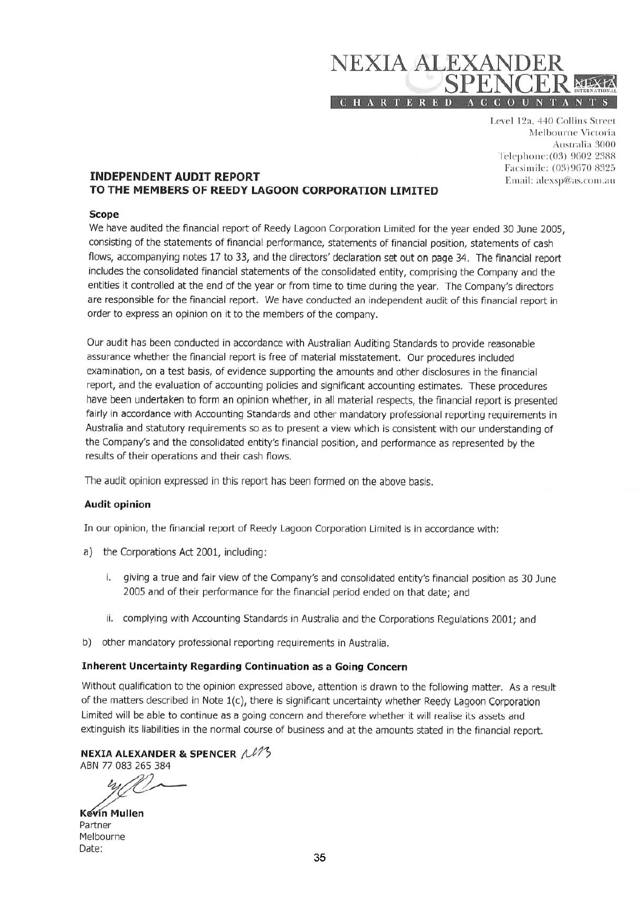NEXIA ALEXANDER & SPENCER
CHARTERED ACCOUNTANTS

Level 12a, 440 Collins Street
Melbourne Victoria
Australia 3000
Telephone:(03) 9602 2388
Facsimile: (03)9670 8325
Email: alexsp@as.com.au

# INDEPENDENT AUDIT REPORT
## TO THE MEMBERS OF REEDY LAGOON CORPORATION LIMITED

### Scope

We have audited the financial report of Reedy Lagoon Corporation Limited for the year ended 30 June 2005, consisting of the statements of financial performance, statements of financial position, statements of cash flows, accompanying notes 17 to 33, and the directors' declaration set out on page 34. The financial report includes the consolidated financial statements of the consolidated entity, comprising the Company and the entities it controlled at the end of the year or from time to time during the year. The Company's directors are responsible for the financial report. We have conducted an independent audit of this financial report in order to express an opinion on it to the members of the company.

Our audit has been conducted in accordance with Australian Auditing Standards to provide reasonable assurance whether the financial report is free of material misstatement. Our procedures included examination, on a test basis, of evidence supporting the amounts and other disclosures in the financial report, and the evaluation of accounting policies and significant accounting estimates. These procedures have been undertaken to form an opinion whether, in all material respects, the financial report is presented fairly in accordance with Accounting Standards and other mandatory professional reporting requirements in Australia and statutory requirements so as to present a view which is consistent with our understanding of the Company's and the consolidated entity's financial position, and performance as represented by the results of their operations and their cash flows.

The audit opinion expressed in this report has been formed on the above basis.

### Audit opinion

In our opinion, the financial report of Reedy Lagoon Corporation Limited is in accordance with:

a) the Corporations Act 2001, including:

   i. giving a true and fair view of the Company's and consolidated entity's financial position as 30 June 2005 and of their performance for the financial period ended on that date; and

   ii. complying with Accounting Standards in Australia and the Corporations Regulations 2001; and

b) other mandatory professional reporting requirements in Australia.

### Inherent Uncertainty Regarding Continuation as a Going Concern

Without qualification to the opinion expressed above, attention is drawn to the following matter. As a result of the matters described in Note 1(c), there is significant uncertainty whether Reedy Lagoon Corporation Limited will be able to continue as a going concern and therefore whether it will realise its assets and extinguish its liabilities in the normal course of business and at the amounts stated in the financial report.

**NEXIA ALEXANDER & SPENCER**
ABN 77 083 265 384

**Kevin Mullen**
Partner
Melbourne
Date: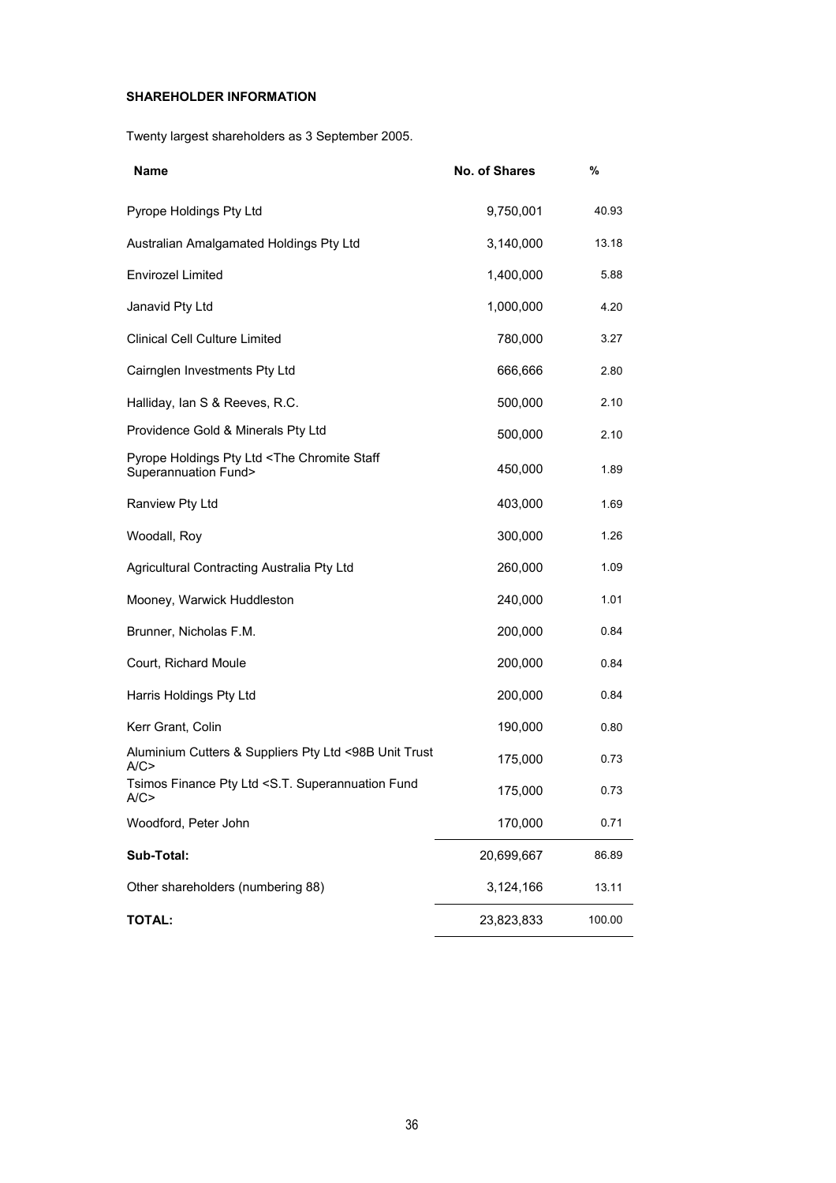**SHAREHOLDER INFORMATION**

Twenty largest shareholders as 3 September 2005.

| Name | No. of Shares | % |
|---|---|---|
| Pyrope Holdings Pty Ltd | 9,750,001 | 40.93 |
| Australian Amalgamated Holdings Pty Ltd | 3,140,000 | 13.18 |
| Envirozel Limited | 1,400,000 | 5.88 |
| Janavid Pty Ltd | 1,000,000 | 4.20 |
| Clinical Cell Culture Limited | 780,000 | 3.27 |
| Cairnglen Investments Pty Ltd | 666,666 | 2.80 |
| Halliday, Ian S & Reeves, R.C. | 500,000 | 2.10 |
| Providence Gold & Minerals Pty Ltd | 500,000 | 2.10 |
| Pyrope Holdings Pty Ltd <The Chromite Staff Superannuation Fund> | 450,000 | 1.89 |
| Ranview Pty Ltd | 403,000 | 1.69 |
| Woodall, Roy | 300,000 | 1.26 |
| Agricultural Contracting Australia Pty Ltd | 260,000 | 1.09 |
| Mooney, Warwick Huddleston | 240,000 | 1.01 |
| Brunner, Nicholas F.M. | 200,000 | 0.84 |
| Court, Richard Moule | 200,000 | 0.84 |
| Harris Holdings Pty Ltd | 200,000 | 0.84 |
| Kerr Grant, Colin | 190,000 | 0.80 |
| Aluminium Cutters & Suppliers Pty Ltd <98B Unit Trust A/C> | 175,000 | 0.73 |
| Tsimos Finance Pty Ltd <S.T. Superannuation Fund A/C> | 175,000 | 0.73 |
| Woodford, Peter John | 170,000 | 0.71 |
| **Sub-Total:** | 20,699,667 | 86.89 |
| Other shareholders (numbering 88) | 3,124,166 | 13.11 |
| **TOTAL:** | 23,823,833 | 100.00 |